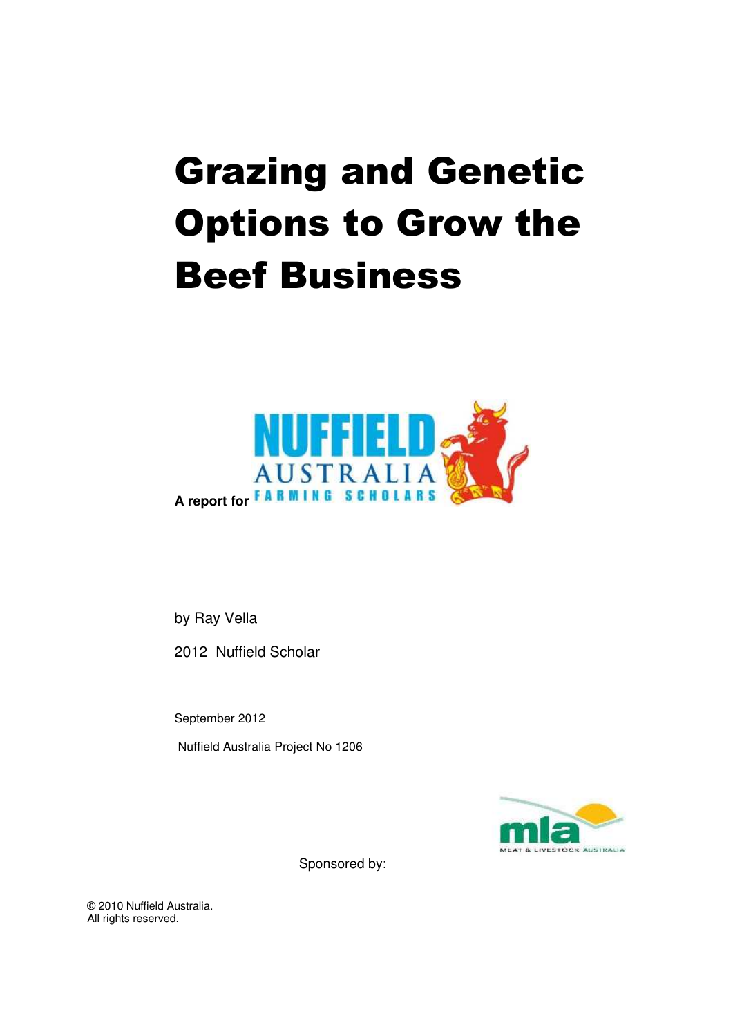# Grazing and Genetic Options to Grow the Beef Business

A report for NUFFIELD AUSTRALIA FARMING SCHOLARS

by Ray Vella

2012 Nuffield Scholar

September 2012

Nuffield Australia Project No 1206

Sponsored by: MLA Meat & Livestock Australia

© 2010 Nuffield Australia.
All rights reserved.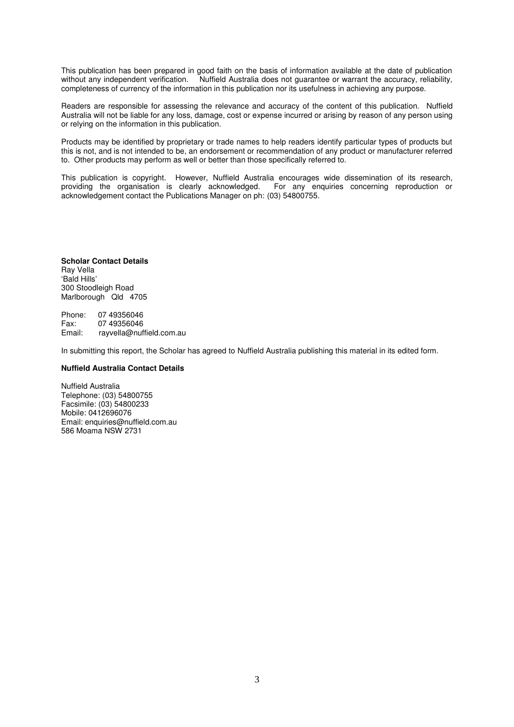This publication has been prepared in good faith on the basis of information available at the date of publication without any independent verification. Nuffield Australia does not guarantee or warrant the accuracy, reliability, completeness of currency of the information in this publication nor its usefulness in achieving any purpose.

Readers are responsible for assessing the relevance and accuracy of the content of this publication. Nuffield Australia will not be liable for any loss, damage, cost or expense incurred or arising by reason of any person using or relying on the information in this publication.

Products may be identified by proprietary or trade names to help readers identify particular types of products but this is not, and is not intended to be, an endorsement or recommendation of any product or manufacturer referred to. Other products may perform as well or better than those specifically referred to.

This publication is copyright. However, Nuffield Australia encourages wide dissemination of its research, providing the organisation is clearly acknowledged. For any enquiries concerning reproduction or acknowledgement contact the Publications Manager on ph: (03) 54800755.

**Scholar Contact Details**
Ray Vella
'Bald Hills'
300 Stoodleigh Road
Marlborough Qld 4705

Phone: 07 49356046
Fax: 07 49356046
Email: rayvella@nuffield.com.au

In submitting this report, the Scholar has agreed to Nuffield Australia publishing this material in its edited form.

**Nuffield Australia Contact Details**

Nuffield Australia
Telephone: (03) 54800755
Facsimile: (03) 54800233
Mobile: 0412696076
Email: enquiries@nuffield.com.au
586 Moama NSW 2731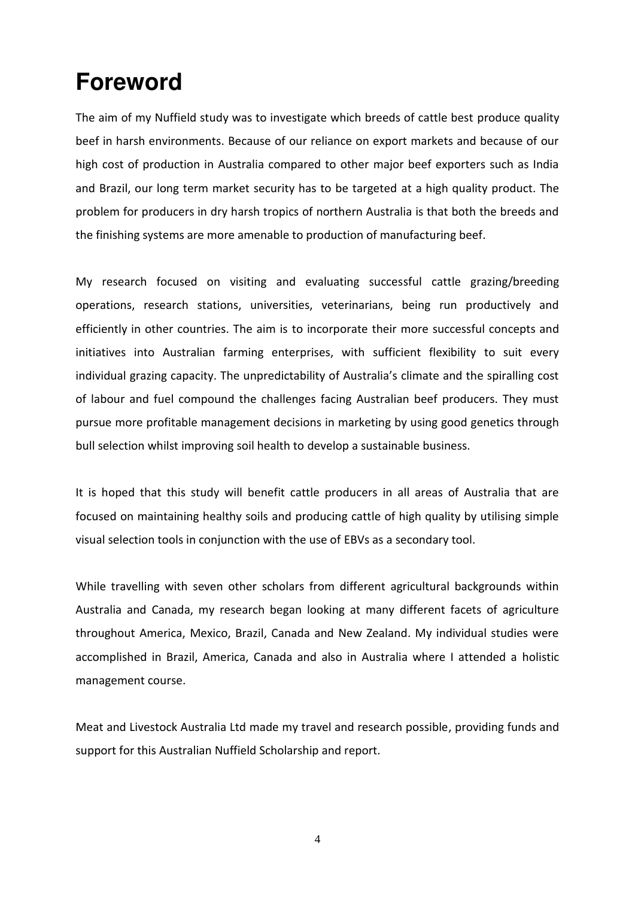# Foreword

The aim of my Nuffield study was to investigate which breeds of cattle best produce quality beef in harsh environments. Because of our reliance on export markets and because of our high cost of production in Australia compared to other major beef exporters such as India and Brazil, our long term market security has to be targeted at a high quality product. The problem for producers in dry harsh tropics of northern Australia is that both the breeds and the finishing systems are more amenable to production of manufacturing beef.

My research focused on visiting and evaluating successful cattle grazing/breeding operations, research stations, universities, veterinarians, being run productively and efficiently in other countries. The aim is to incorporate their more successful concepts and initiatives into Australian farming enterprises, with sufficient flexibility to suit every individual grazing capacity. The unpredictability of Australia's climate and the spiralling cost of labour and fuel compound the challenges facing Australian beef producers. They must pursue more profitable management decisions in marketing by using good genetics through bull selection whilst improving soil health to develop a sustainable business.

It is hoped that this study will benefit cattle producers in all areas of Australia that are focused on maintaining healthy soils and producing cattle of high quality by utilising simple visual selection tools in conjunction with the use of EBVs as a secondary tool.

While travelling with seven other scholars from different agricultural backgrounds within Australia and Canada, my research began looking at many different facets of agriculture throughout America, Mexico, Brazil, Canada and New Zealand. My individual studies were accomplished in Brazil, America, Canada and also in Australia where I attended a holistic management course.

Meat and Livestock Australia Ltd made my travel and research possible, providing funds and support for this Australian Nuffield Scholarship and report.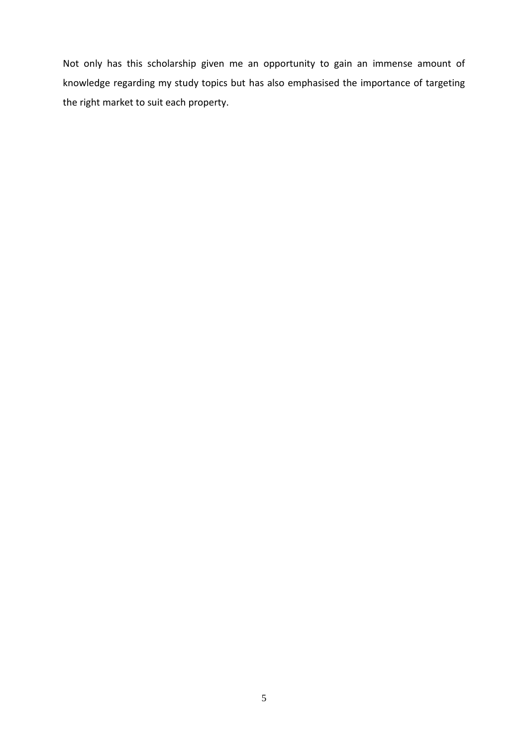Not only has this scholarship given me an opportunity to gain an immense amount of knowledge regarding my study topics but has also emphasised the importance of targeting the right market to suit each property.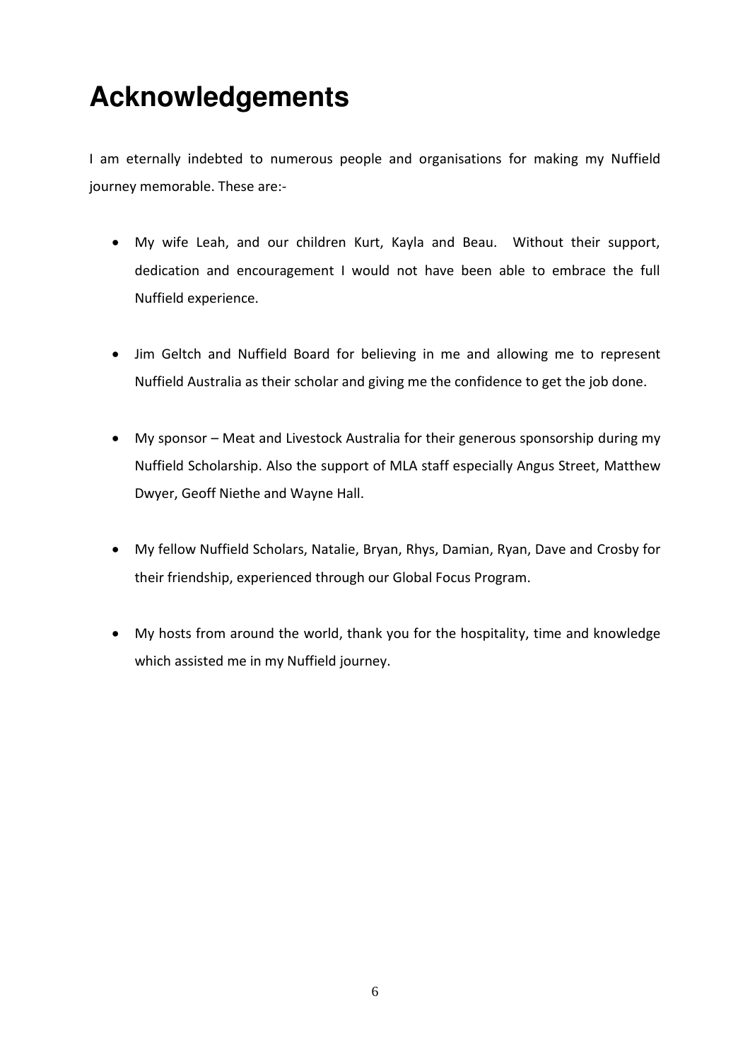# Acknowledgements

I am eternally indebted to numerous people and organisations for making my Nuffield journey memorable. These are:-

- My wife Leah, and our children Kurt, Kayla and Beau. Without their support, dedication and encouragement I would not have been able to embrace the full Nuffield experience.
- Jim Geltch and Nuffield Board for believing in me and allowing me to represent Nuffield Australia as their scholar and giving me the confidence to get the job done.
- My sponsor – Meat and Livestock Australia for their generous sponsorship during my Nuffield Scholarship. Also the support of MLA staff especially Angus Street, Matthew Dwyer, Geoff Niethe and Wayne Hall.
- My fellow Nuffield Scholars, Natalie, Bryan, Rhys, Damian, Ryan, Dave and Crosby for their friendship, experienced through our Global Focus Program.
- My hosts from around the world, thank you for the hospitality, time and knowledge which assisted me in my Nuffield journey.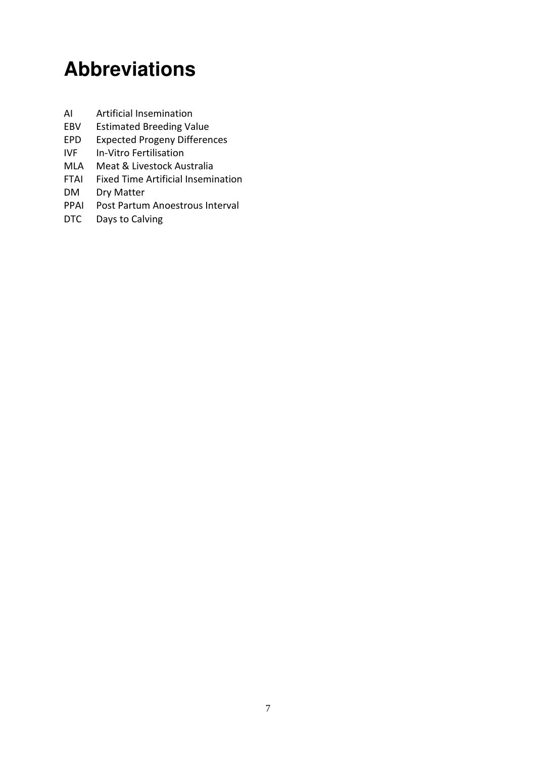# Abbreviations

| | |
|---|---|
| AI | Artificial Insemination |
| EBV | Estimated Breeding Value |
| EPD | Expected Progeny Differences |
| IVF | In-Vitro Fertilisation |
| MLA | Meat & Livestock Australia |
| FTAI | Fixed Time Artificial Insemination |
| DM | Dry Matter |
| PPAI | Post Partum Anoestrous Interval |
| DTC | Days to Calving |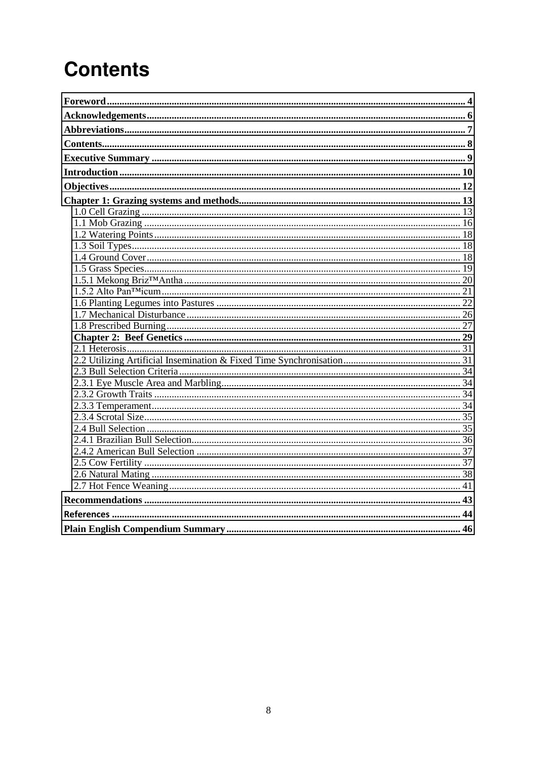# Contents

| | |
|---|---|
| **Foreword** | **4** |
| **Acknowledgements** | **6** |
| **Abbreviations** | **7** |
| **Contents** | **8** |
| **Executive Summary** | **9** |
| **Introduction** | **10** |
| **Objectives** | **12** |
| **Chapter 1: Grazing systems and methods** | **13** |
| 1.0 Cell Grazing | 13 |
| 1.1 Mob Grazing | 16 |
| 1.2 Watering Points | 18 |
| 1.3 Soil Types | 18 |
| 1.4 Ground Cover | 18 |
| 1.5 Grass Species | 19 |
| 1.5.1 Mekong Briz™Antha | 20 |
| 1.5.2 Alto Pan™icum | 21 |
| 1.6 Planting Legumes into Pastures | 22 |
| 1.7 Mechanical Disturbance | 26 |
| 1.8 Prescribed Burning | 27 |
| **Chapter 2: Beef Genetics** | **29** |
| 2.1 Heterosis | 31 |
| 2.2 Utilizing Artificial Insemination & Fixed Time Synchronisation | 31 |
| 2.3 Bull Selection Criteria | 34 |
| 2.3.1 Eye Muscle Area and Marbling | 34 |
| 2.3.2 Growth Traits | 34 |
| 2.3.3 Temperament | 34 |
| 2.3.4 Scrotal Size | 35 |
| 2.4 Bull Selection | 35 |
| 2.4.1 Brazilian Bull Selection | 36 |
| 2.4.2 American Bull Selection | 37 |
| 2.5 Cow Fertility | 37 |
| 2.6 Natural Mating | 38 |
| 2.7 Hot Fence Weaning | 41 |
| **Recommendations** | **43** |
| **References** | **44** |
| **Plain English Compendium Summary** | **46** |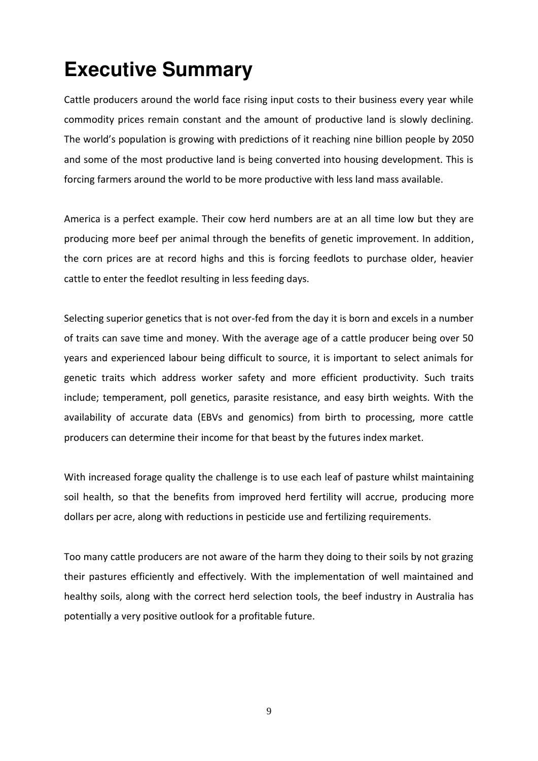# Executive Summary

Cattle producers around the world face rising input costs to their business every year while commodity prices remain constant and the amount of productive land is slowly declining. The world's population is growing with predictions of it reaching nine billion people by 2050 and some of the most productive land is being converted into housing development. This is forcing farmers around the world to be more productive with less land mass available.

America is a perfect example. Their cow herd numbers are at an all time low but they are producing more beef per animal through the benefits of genetic improvement. In addition, the corn prices are at record highs and this is forcing feedlots to purchase older, heavier cattle to enter the feedlot resulting in less feeding days.

Selecting superior genetics that is not over-fed from the day it is born and excels in a number of traits can save time and money. With the average age of a cattle producer being over 50 years and experienced labour being difficult to source, it is important to select animals for genetic traits which address worker safety and more efficient productivity. Such traits include; temperament, poll genetics, parasite resistance, and easy birth weights. With the availability of accurate data (EBVs and genomics) from birth to processing, more cattle producers can determine their income for that beast by the futures index market.

With increased forage quality the challenge is to use each leaf of pasture whilst maintaining soil health, so that the benefits from improved herd fertility will accrue, producing more dollars per acre, along with reductions in pesticide use and fertilizing requirements.

Too many cattle producers are not aware of the harm they doing to their soils by not grazing their pastures efficiently and effectively. With the implementation of well maintained and healthy soils, along with the correct herd selection tools, the beef industry in Australia has potentially a very positive outlook for a profitable future.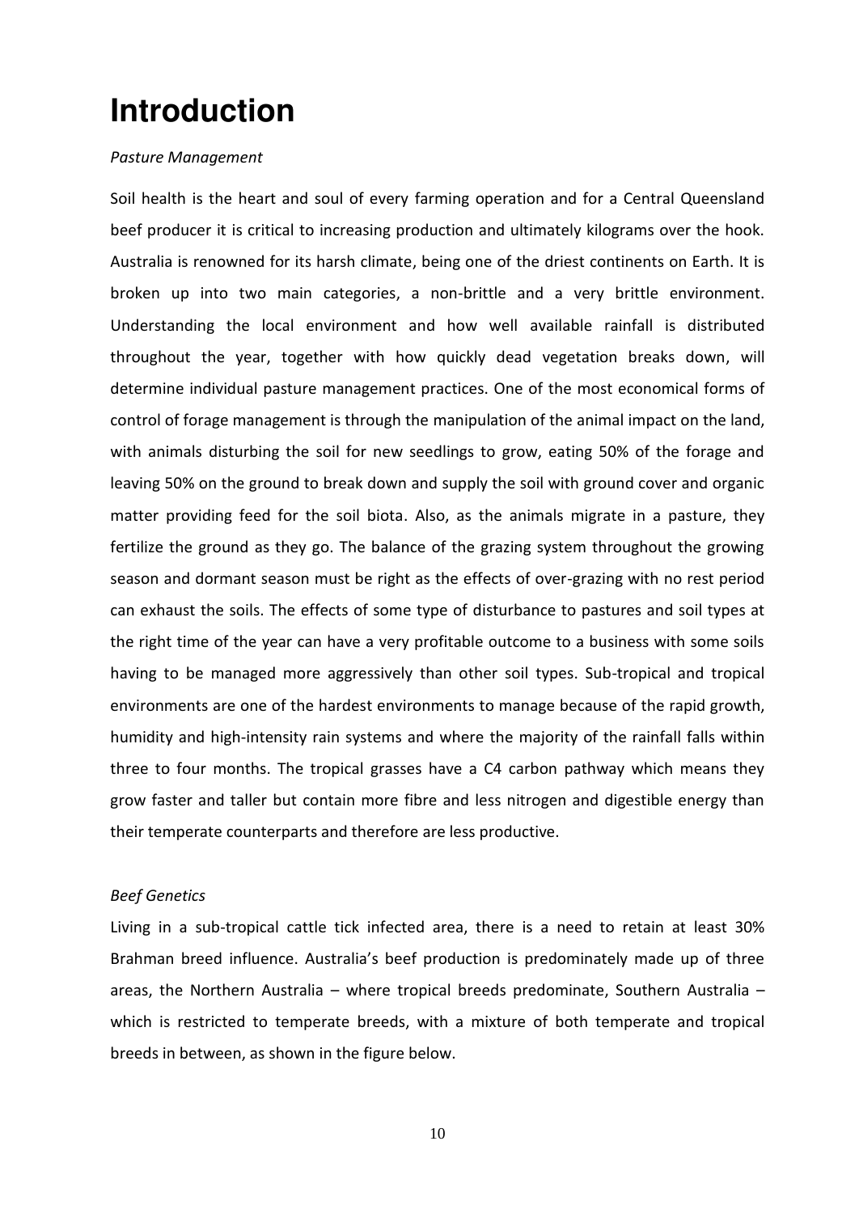# Introduction

*Pasture Management*

Soil health is the heart and soul of every farming operation and for a Central Queensland beef producer it is critical to increasing production and ultimately kilograms over the hook. Australia is renowned for its harsh climate, being one of the driest continents on Earth. It is broken up into two main categories, a non-brittle and a very brittle environment. Understanding the local environment and how well available rainfall is distributed throughout the year, together with how quickly dead vegetation breaks down, will determine individual pasture management practices. One of the most economical forms of control of forage management is through the manipulation of the animal impact on the land, with animals disturbing the soil for new seedlings to grow, eating 50% of the forage and leaving 50% on the ground to break down and supply the soil with ground cover and organic matter providing feed for the soil biota. Also, as the animals migrate in a pasture, they fertilize the ground as they go. The balance of the grazing system throughout the growing season and dormant season must be right as the effects of over-grazing with no rest period can exhaust the soils. The effects of some type of disturbance to pastures and soil types at the right time of the year can have a very profitable outcome to a business with some soils having to be managed more aggressively than other soil types. Sub-tropical and tropical environments are one of the hardest environments to manage because of the rapid growth, humidity and high-intensity rain systems and where the majority of the rainfall falls within three to four months. The tropical grasses have a C4 carbon pathway which means they grow faster and taller but contain more fibre and less nitrogen and digestible energy than their temperate counterparts and therefore are less productive.

*Beef Genetics*

Living in a sub-tropical cattle tick infected area, there is a need to retain at least 30% Brahman breed influence. Australia's beef production is predominately made up of three areas, the Northern Australia – where tropical breeds predominate, Southern Australia – which is restricted to temperate breeds, with a mixture of both temperate and tropical breeds in between, as shown in the figure below.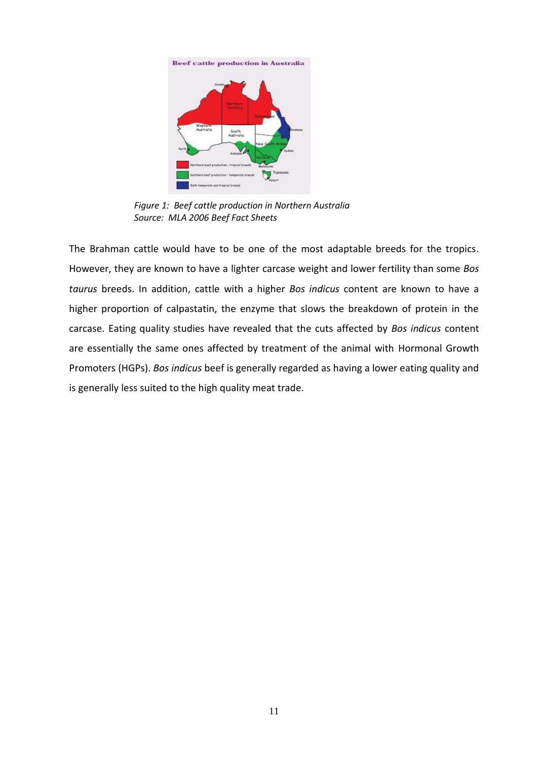*Figure 1: Beef cattle production in Northern Australia*
*Source: MLA 2006 Beef Fact Sheets*

The Brahman cattle would have to be one of the most adaptable breeds for the tropics. However, they are known to have a lighter carcase weight and lower fertility than some *Bos taurus* breeds. In addition, cattle with a higher *Bos indicus* content are known to have a higher proportion of calpastatin, the enzyme that slows the breakdown of protein in the carcase. Eating quality studies have revealed that the cuts affected by *Bos indicus* content are essentially the same ones affected by treatment of the animal with Hormonal Growth Promoters (HGPs). *Bos indicus* beef is generally regarded as having a lower eating quality and is generally less suited to the high quality meat trade.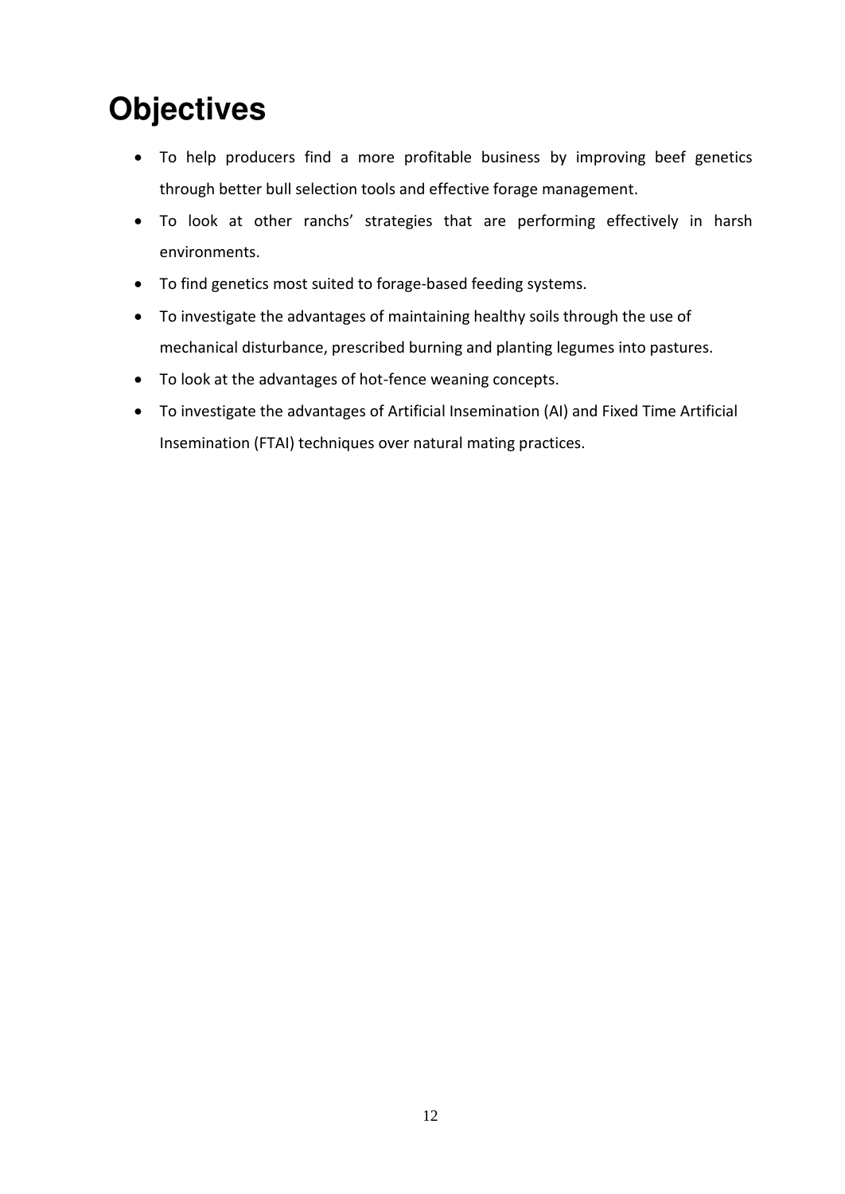# Objectives

- To help producers find a more profitable business by improving beef genetics through better bull selection tools and effective forage management.
- To look at other ranchs' strategies that are performing effectively in harsh environments.
- To find genetics most suited to forage-based feeding systems.
- To investigate the advantages of maintaining healthy soils through the use of mechanical disturbance, prescribed burning and planting legumes into pastures.
- To look at the advantages of hot-fence weaning concepts.
- To investigate the advantages of Artificial Insemination (AI) and Fixed Time Artificial Insemination (FTAI) techniques over natural mating practices.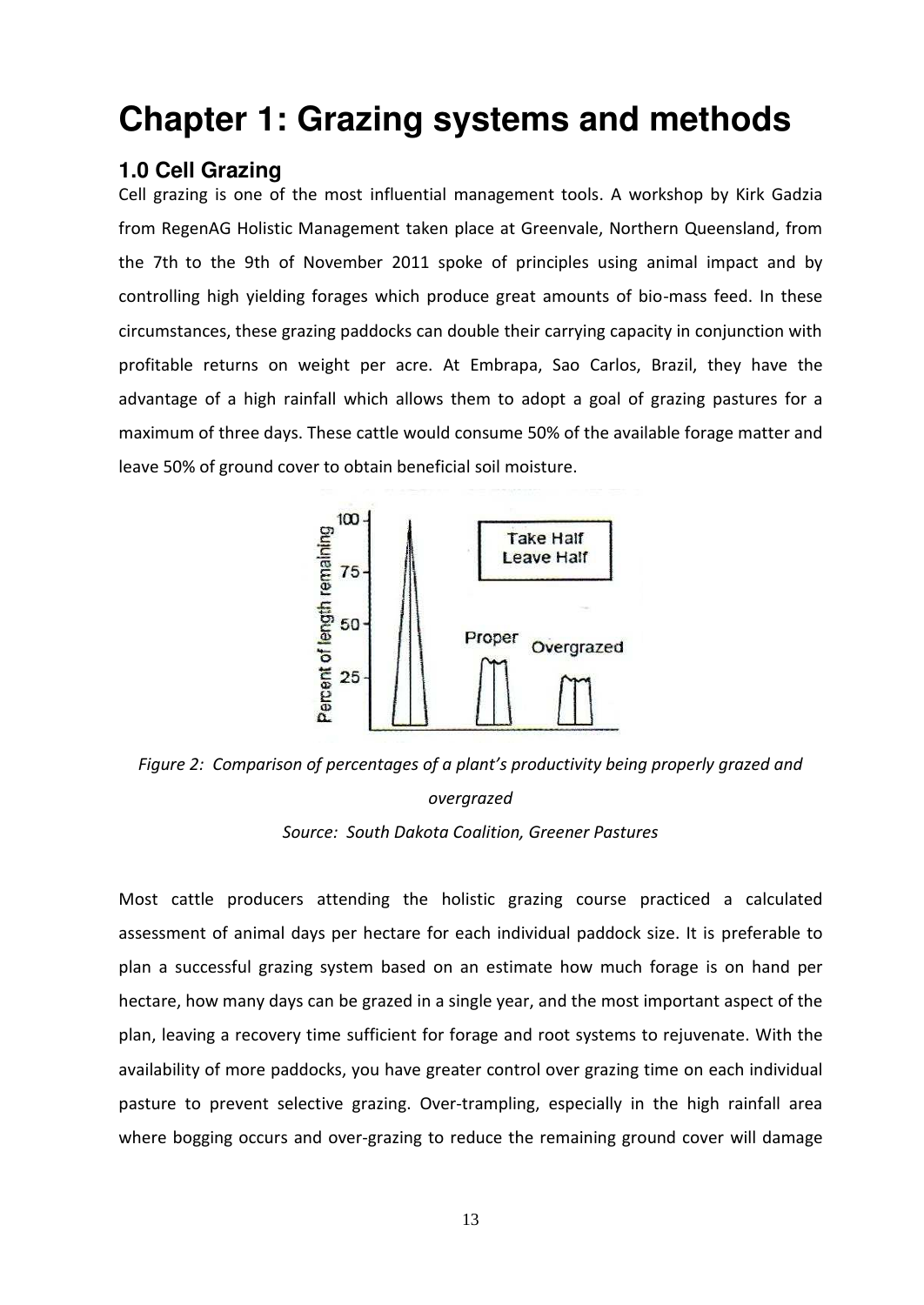# Chapter 1: Grazing systems and methods

## 1.0 Cell Grazing

Cell grazing is one of the most influential management tools. A workshop by Kirk Gadzia from RegenAG Holistic Management taken place at Greenvale, Northern Queensland, from the 7th to the 9th of November 2011 spoke of principles using animal impact and by controlling high yielding forages which produce great amounts of bio-mass feed. In these circumstances, these grazing paddocks can double their carrying capacity in conjunction with profitable returns on weight per acre. At Embrapa, Sao Carlos, Brazil, they have the advantage of a high rainfall which allows them to adopt a goal of grazing pastures for a maximum of three days. These cattle would consume 50% of the available forage matter and leave 50% of ground cover to obtain beneficial soil moisture.

*Figure 2: Comparison of percentages of a plant's productivity being properly grazed and overgrazed*

*Source: South Dakota Coalition, Greener Pastures*

Most cattle producers attending the holistic grazing course practiced a calculated assessment of animal days per hectare for each individual paddock size. It is preferable to plan a successful grazing system based on an estimate how much forage is on hand per hectare, how many days can be grazed in a single year, and the most important aspect of the plan, leaving a recovery time sufficient for forage and root systems to rejuvenate. With the availability of more paddocks, you have greater control over grazing time on each individual pasture to prevent selective grazing. Over-trampling, especially in the high rainfall area where bogging occurs and over-grazing to reduce the remaining ground cover will damage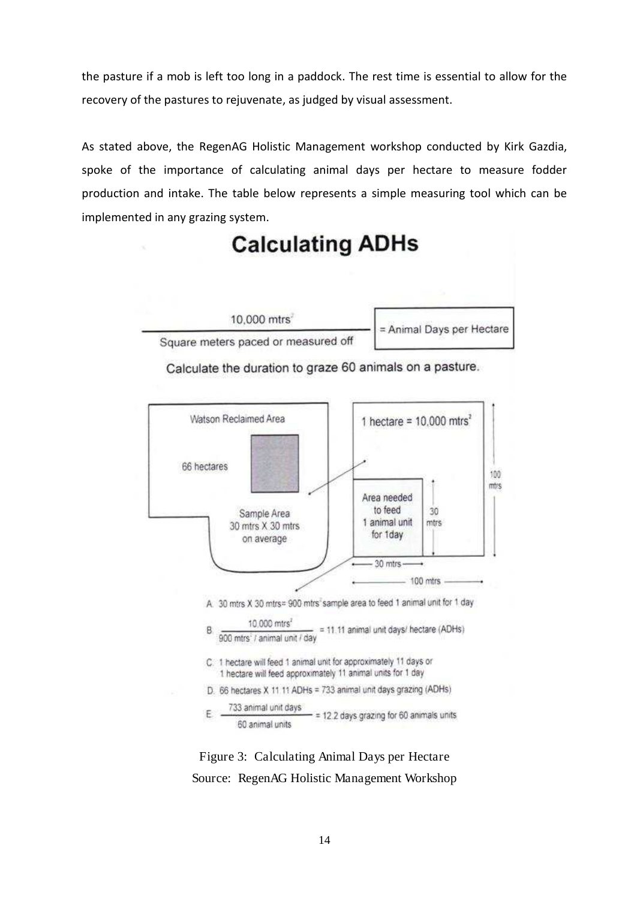the pasture if a mob is left too long in a paddock. The rest time is essential to allow for the recovery of the pastures to rejuvenate, as judged by visual assessment.

As stated above, the RegenAG Holistic Management workshop conducted by Kirk Gazdia, spoke of the importance of calculating animal days per hectare to measure fodder production and intake. The table below represents a simple measuring tool which can be implemented in any grazing system.

# Calculating ADHs

$$\frac{10{,}000 \text{ mtrs}^2}{\text{Square meters paced or measured off}} = \text{Animal Days per Hectare}$$

Calculate the duration to graze 60 animals on a pasture.

Watson Reclaimed Area

66 hectares

Sample Area
30 mtrs X 30 mtrs
on average

1 hectare = 10,000 mtrs²

Area needed to feed 1 animal unit for 1day

30 mtrs

100 mtrs

A. 30 mtrs X 30 mtrs= 900 mtrs² sample area to feed 1 animal unit for 1 day

B. $\frac{10{,}000 \text{ mtrs}^2}{900 \text{ mtrs}^2 \text{ / animal unit / day}}$ = 11.11 animal unit days/ hectare (ADHs)

C. 1 hectare will feed 1 animal unit for approximately 11 days or 1 hectare will feed approximately 11 animal units for 1 day

D. 66 hectares X 11.11 ADHs = 733 animal unit days grazing (ADHs)

E. $\frac{733 \text{ animal unit days}}{60 \text{ animal units}}$ = 12.2 days grazing for 60 animals units

Figure 3: Calculating Animal Days per Hectare
Source: RegenAG Holistic Management Workshop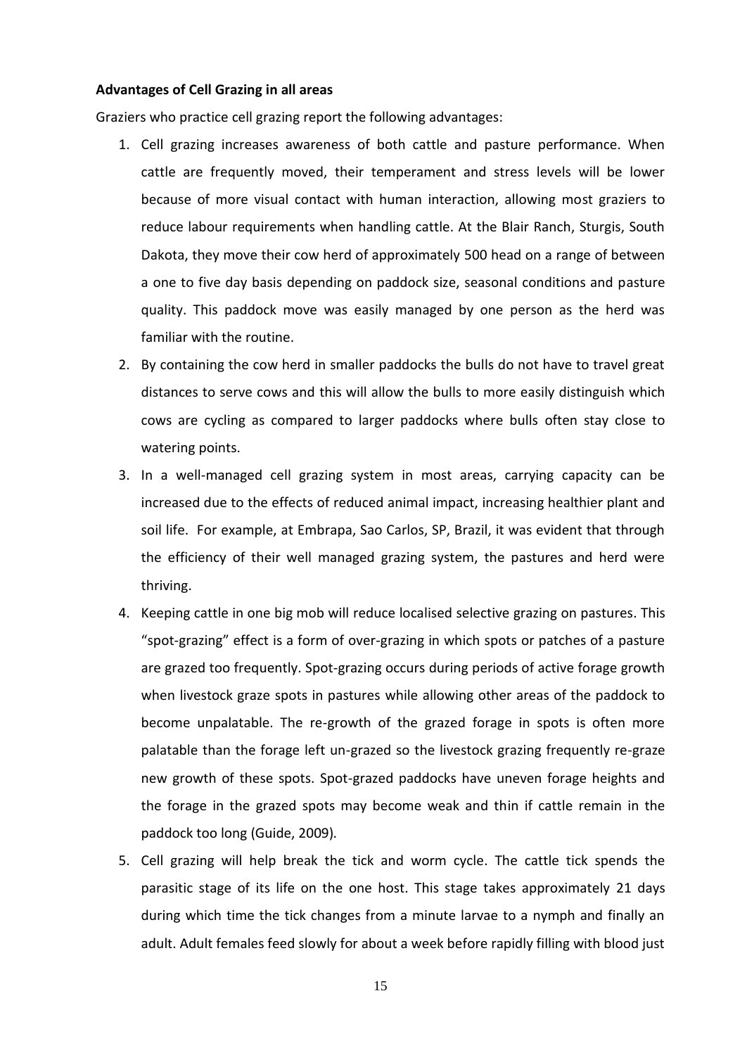**Advantages of Cell Grazing in all areas**

Graziers who practice cell grazing report the following advantages:

1. Cell grazing increases awareness of both cattle and pasture performance. When cattle are frequently moved, their temperament and stress levels will be lower because of more visual contact with human interaction, allowing most graziers to reduce labour requirements when handling cattle. At the Blair Ranch, Sturgis, South Dakota, they move their cow herd of approximately 500 head on a range of between a one to five day basis depending on paddock size, seasonal conditions and pasture quality. This paddock move was easily managed by one person as the herd was familiar with the routine.
2. By containing the cow herd in smaller paddocks the bulls do not have to travel great distances to serve cows and this will allow the bulls to more easily distinguish which cows are cycling as compared to larger paddocks where bulls often stay close to watering points.
3. In a well-managed cell grazing system in most areas, carrying capacity can be increased due to the effects of reduced animal impact, increasing healthier plant and soil life. For example, at Embrapa, Sao Carlos, SP, Brazil, it was evident that through the efficiency of their well managed grazing system, the pastures and herd were thriving.
4. Keeping cattle in one big mob will reduce localised selective grazing on pastures. This "spot-grazing" effect is a form of over-grazing in which spots or patches of a pasture are grazed too frequently. Spot-grazing occurs during periods of active forage growth when livestock graze spots in pastures while allowing other areas of the paddock to become unpalatable. The re-growth of the grazed forage in spots is often more palatable than the forage left un-grazed so the livestock grazing frequently re-graze new growth of these spots. Spot-grazed paddocks have uneven forage heights and the forage in the grazed spots may become weak and thin if cattle remain in the paddock too long (Guide, 2009).
5. Cell grazing will help break the tick and worm cycle. The cattle tick spends the parasitic stage of its life on the one host. This stage takes approximately 21 days during which time the tick changes from a minute larvae to a nymph and finally an adult. Adult females feed slowly for about a week before rapidly filling with blood just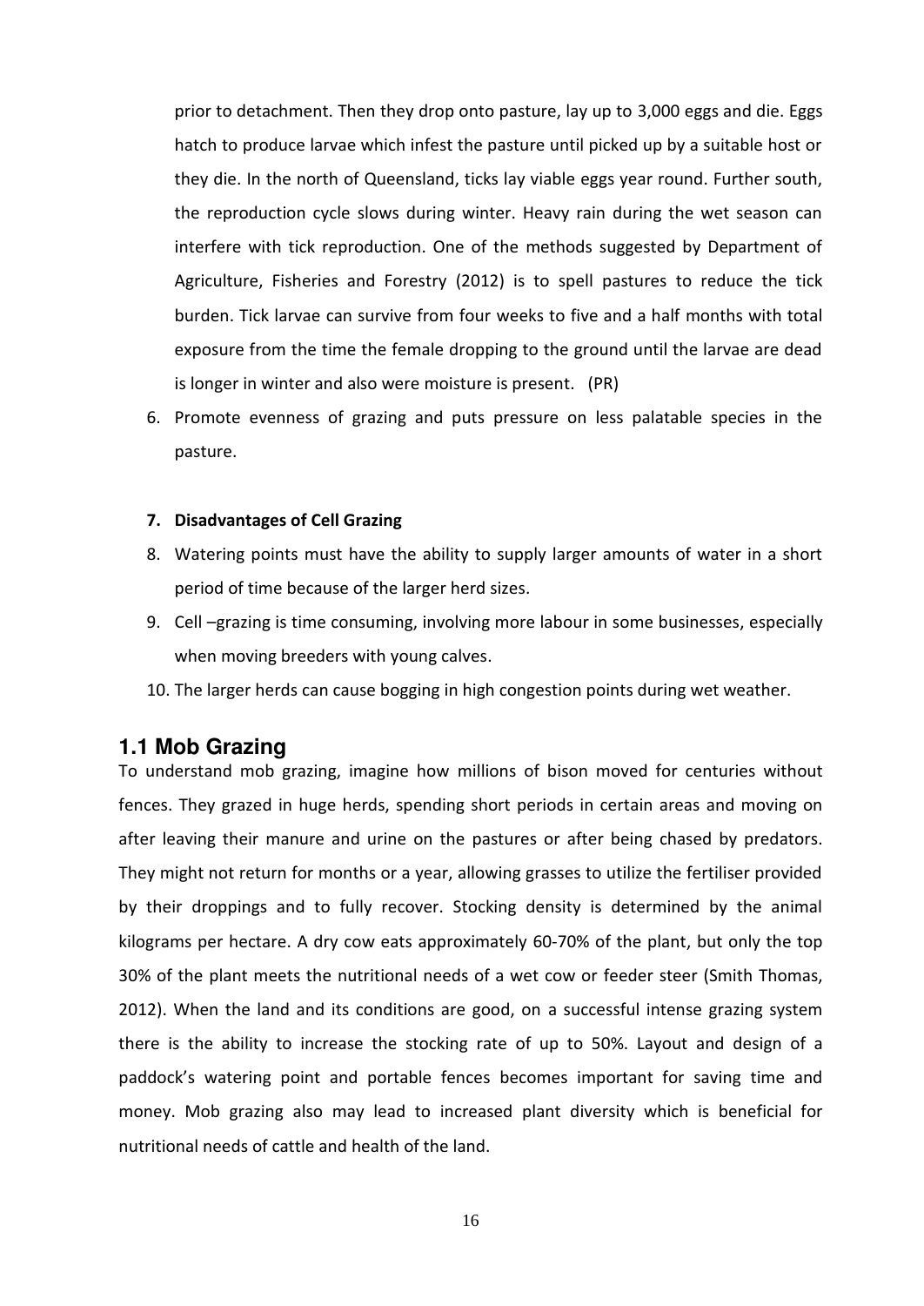prior to detachment. Then they drop onto pasture, lay up to 3,000 eggs and die. Eggs hatch to produce larvae which infest the pasture until picked up by a suitable host or they die. In the north of Queensland, ticks lay viable eggs year round. Further south, the reproduction cycle slows during winter. Heavy rain during the wet season can interfere with tick reproduction. One of the methods suggested by Department of Agriculture, Fisheries and Forestry (2012) is to spell pastures to reduce the tick burden. Tick larvae can survive from four weeks to five and a half months with total exposure from the time the female dropping to the ground until the larvae are dead is longer in winter and also were moisture is present. (PR)

6. Promote evenness of grazing and puts pressure on less palatable species in the pasture.

7. **Disadvantages of Cell Grazing**

8. Watering points must have the ability to supply larger amounts of water in a short period of time because of the larger herd sizes.
9. Cell –grazing is time consuming, involving more labour in some businesses, especially when moving breeders with young calves.
10. The larger herds can cause bogging in high congestion points during wet weather.

## 1.1 Mob Grazing

To understand mob grazing, imagine how millions of bison moved for centuries without fences. They grazed in huge herds, spending short periods in certain areas and moving on after leaving their manure and urine on the pastures or after being chased by predators. They might not return for months or a year, allowing grasses to utilize the fertiliser provided by their droppings and to fully recover. Stocking density is determined by the animal kilograms per hectare. A dry cow eats approximately 60-70% of the plant, but only the top 30% of the plant meets the nutritional needs of a wet cow or feeder steer (Smith Thomas, 2012). When the land and its conditions are good, on a successful intense grazing system there is the ability to increase the stocking rate of up to 50%. Layout and design of a paddock's watering point and portable fences becomes important for saving time and money. Mob grazing also may lead to increased plant diversity which is beneficial for nutritional needs of cattle and health of the land.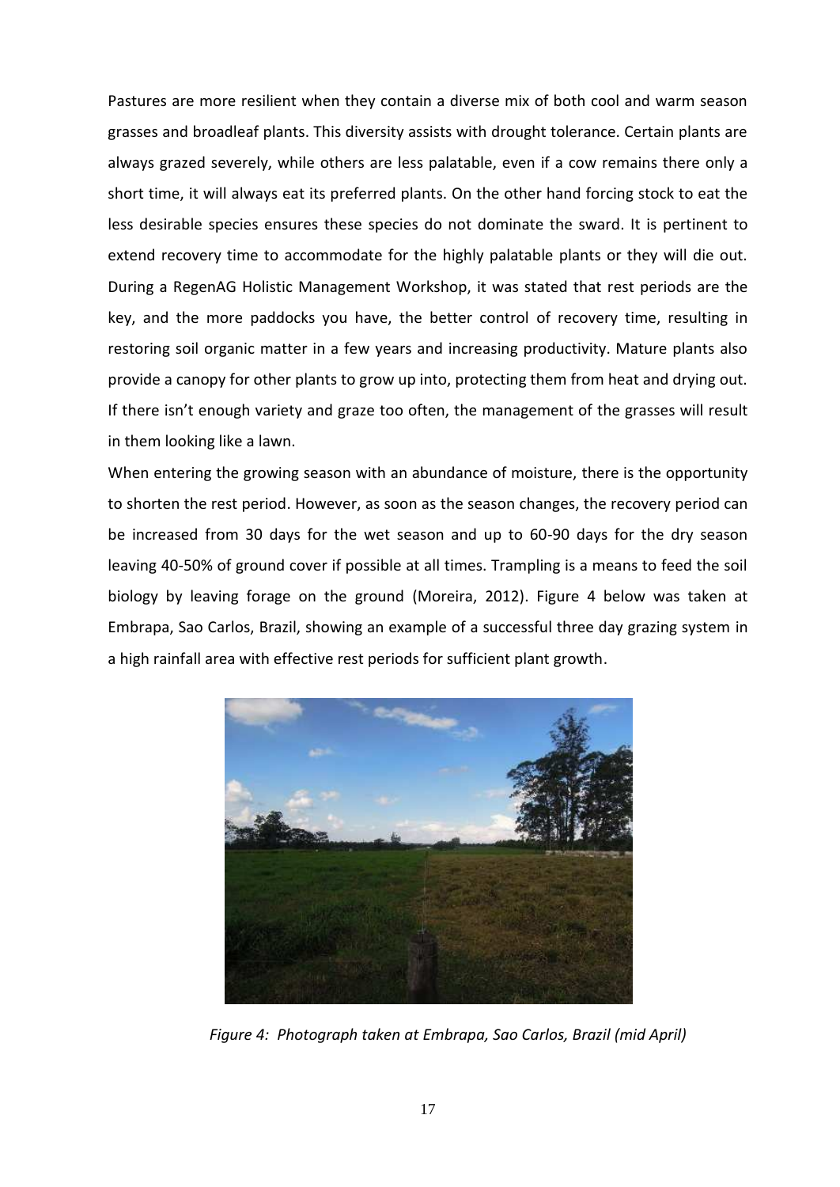Pastures are more resilient when they contain a diverse mix of both cool and warm season grasses and broadleaf plants. This diversity assists with drought tolerance. Certain plants are always grazed severely, while others are less palatable, even if a cow remains there only a short time, it will always eat its preferred plants. On the other hand forcing stock to eat the less desirable species ensures these species do not dominate the sward. It is pertinent to extend recovery time to accommodate for the highly palatable plants or they will die out. During a RegenAG Holistic Management Workshop, it was stated that rest periods are the key, and the more paddocks you have, the better control of recovery time, resulting in restoring soil organic matter in a few years and increasing productivity. Mature plants also provide a canopy for other plants to grow up into, protecting them from heat and drying out. If there isn't enough variety and graze too often, the management of the grasses will result in them looking like a lawn.

When entering the growing season with an abundance of moisture, there is the opportunity to shorten the rest period. However, as soon as the season changes, the recovery period can be increased from 30 days for the wet season and up to 60-90 days for the dry season leaving 40-50% of ground cover if possible at all times. Trampling is a means to feed the soil biology by leaving forage on the ground (Moreira, 2012). Figure 4 below was taken at Embrapa, Sao Carlos, Brazil, showing an example of a successful three day grazing system in a high rainfall area with effective rest periods for sufficient plant growth.

*Figure 4: Photograph taken at Embrapa, Sao Carlos, Brazil (mid April)*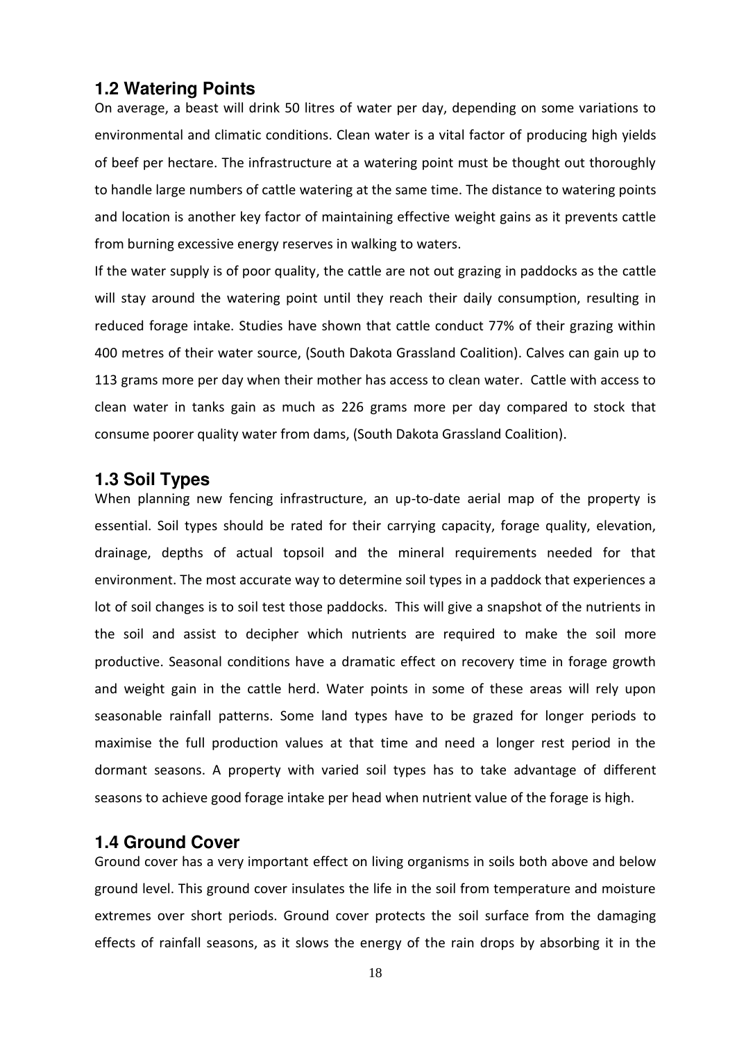## 1.2 Watering Points

On average, a beast will drink 50 litres of water per day, depending on some variations to environmental and climatic conditions. Clean water is a vital factor of producing high yields of beef per hectare. The infrastructure at a watering point must be thought out thoroughly to handle large numbers of cattle watering at the same time. The distance to watering points and location is another key factor of maintaining effective weight gains as it prevents cattle from burning excessive energy reserves in walking to waters.

If the water supply is of poor quality, the cattle are not out grazing in paddocks as the cattle will stay around the watering point until they reach their daily consumption, resulting in reduced forage intake. Studies have shown that cattle conduct 77% of their grazing within 400 metres of their water source, (South Dakota Grassland Coalition). Calves can gain up to 113 grams more per day when their mother has access to clean water. Cattle with access to clean water in tanks gain as much as 226 grams more per day compared to stock that consume poorer quality water from dams, (South Dakota Grassland Coalition).

## 1.3 Soil Types

When planning new fencing infrastructure, an up-to-date aerial map of the property is essential. Soil types should be rated for their carrying capacity, forage quality, elevation, drainage, depths of actual topsoil and the mineral requirements needed for that environment. The most accurate way to determine soil types in a paddock that experiences a lot of soil changes is to soil test those paddocks. This will give a snapshot of the nutrients in the soil and assist to decipher which nutrients are required to make the soil more productive. Seasonal conditions have a dramatic effect on recovery time in forage growth and weight gain in the cattle herd. Water points in some of these areas will rely upon seasonable rainfall patterns. Some land types have to be grazed for longer periods to maximise the full production values at that time and need a longer rest period in the dormant seasons. A property with varied soil types has to take advantage of different seasons to achieve good forage intake per head when nutrient value of the forage is high.

## 1.4 Ground Cover

Ground cover has a very important effect on living organisms in soils both above and below ground level. This ground cover insulates the life in the soil from temperature and moisture extremes over short periods. Ground cover protects the soil surface from the damaging effects of rainfall seasons, as it slows the energy of the rain drops by absorbing it in the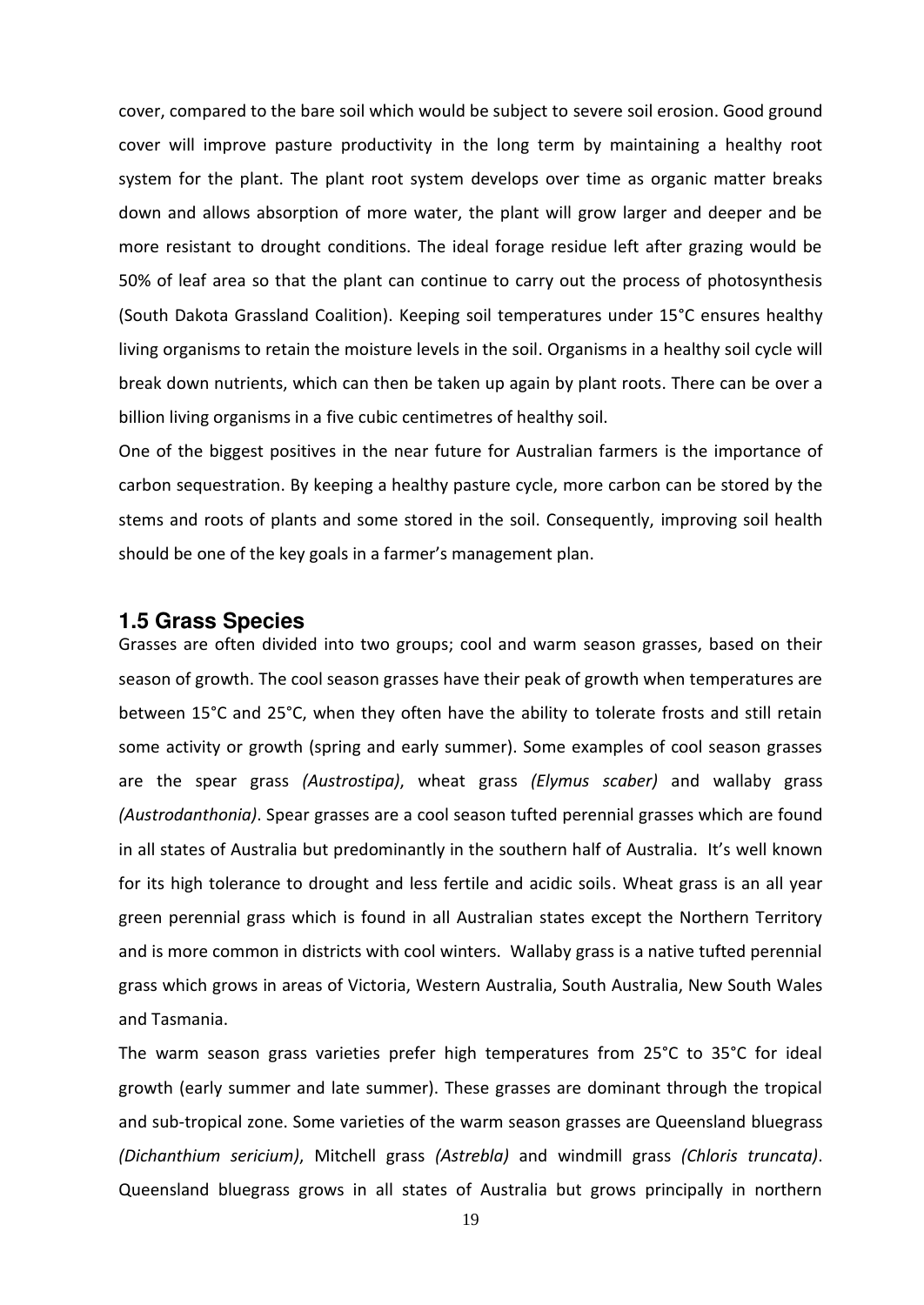cover, compared to the bare soil which would be subject to severe soil erosion. Good ground cover will improve pasture productivity in the long term by maintaining a healthy root system for the plant. The plant root system develops over time as organic matter breaks down and allows absorption of more water, the plant will grow larger and deeper and be more resistant to drought conditions. The ideal forage residue left after grazing would be 50% of leaf area so that the plant can continue to carry out the process of photosynthesis (South Dakota Grassland Coalition). Keeping soil temperatures under 15°C ensures healthy living organisms to retain the moisture levels in the soil. Organisms in a healthy soil cycle will break down nutrients, which can then be taken up again by plant roots. There can be over a billion living organisms in a five cubic centimetres of healthy soil.

One of the biggest positives in the near future for Australian farmers is the importance of carbon sequestration. By keeping a healthy pasture cycle, more carbon can be stored by the stems and roots of plants and some stored in the soil. Consequently, improving soil health should be one of the key goals in a farmer's management plan.

## 1.5 Grass Species

Grasses are often divided into two groups; cool and warm season grasses, based on their season of growth. The cool season grasses have their peak of growth when temperatures are between 15°C and 25°C, when they often have the ability to tolerate frosts and still retain some activity or growth (spring and early summer). Some examples of cool season grasses are the spear grass *(Austrostipa)*, wheat grass *(Elymus scaber)* and wallaby grass *(Austrodanthonia)*. Spear grasses are a cool season tufted perennial grasses which are found in all states of Australia but predominantly in the southern half of Australia. It's well known for its high tolerance to drought and less fertile and acidic soils. Wheat grass is an all year green perennial grass which is found in all Australian states except the Northern Territory and is more common in districts with cool winters. Wallaby grass is a native tufted perennial grass which grows in areas of Victoria, Western Australia, South Australia, New South Wales and Tasmania.

The warm season grass varieties prefer high temperatures from 25°C to 35°C for ideal growth (early summer and late summer). These grasses are dominant through the tropical and sub-tropical zone. Some varieties of the warm season grasses are Queensland bluegrass *(Dichanthium sericium)*, Mitchell grass *(Astrebla)* and windmill grass *(Chloris truncata)*. Queensland bluegrass grows in all states of Australia but grows principally in northern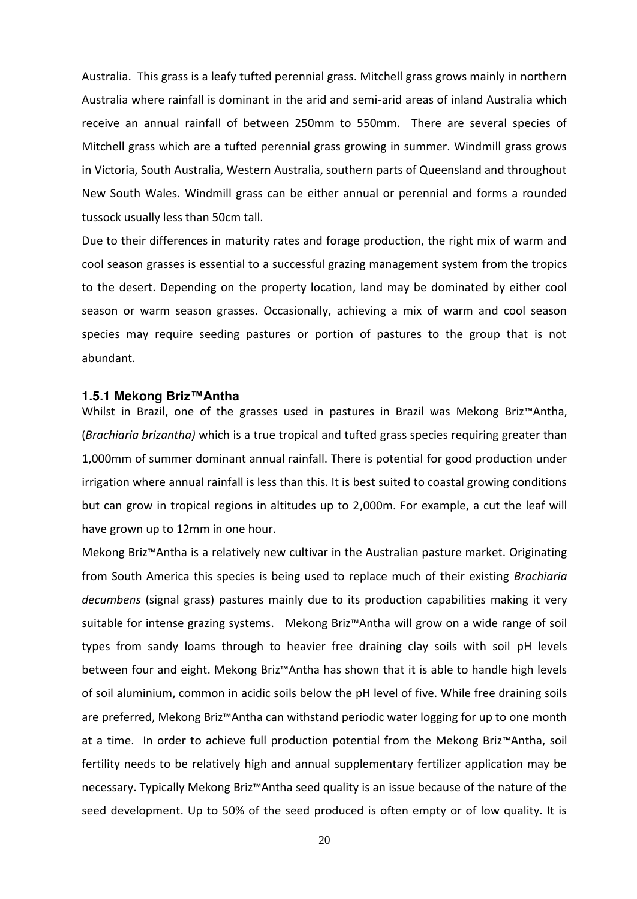Australia. This grass is a leafy tufted perennial grass. Mitchell grass grows mainly in northern Australia where rainfall is dominant in the arid and semi-arid areas of inland Australia which receive an annual rainfall of between 250mm to 550mm. There are several species of Mitchell grass which are a tufted perennial grass growing in summer. Windmill grass grows in Victoria, South Australia, Western Australia, southern parts of Queensland and throughout New South Wales. Windmill grass can be either annual or perennial and forms a rounded tussock usually less than 50cm tall.

Due to their differences in maturity rates and forage production, the right mix of warm and cool season grasses is essential to a successful grazing management system from the tropics to the desert. Depending on the property location, land may be dominated by either cool season or warm season grasses. Occasionally, achieving a mix of warm and cool season species may require seeding pastures or portion of pastures to the group that is not abundant.

### 1.5.1 Mekong Briz™Antha

Whilst in Brazil, one of the grasses used in pastures in Brazil was Mekong Briz™Antha, (*Brachiaria brizantha)* which is a true tropical and tufted grass species requiring greater than 1,000mm of summer dominant annual rainfall. There is potential for good production under irrigation where annual rainfall is less than this. It is best suited to coastal growing conditions but can grow in tropical regions in altitudes up to 2,000m. For example, a cut the leaf will have grown up to 12mm in one hour.

Mekong Briz™Antha is a relatively new cultivar in the Australian pasture market. Originating from South America this species is being used to replace much of their existing *Brachiaria decumbens* (signal grass) pastures mainly due to its production capabilities making it very suitable for intense grazing systems. Mekong Briz™Antha will grow on a wide range of soil types from sandy loams through to heavier free draining clay soils with soil pH levels between four and eight. Mekong Briz™Antha has shown that it is able to handle high levels of soil aluminium, common in acidic soils below the pH level of five. While free draining soils are preferred, Mekong Briz™Antha can withstand periodic water logging for up to one month at a time. In order to achieve full production potential from the Mekong Briz™Antha, soil fertility needs to be relatively high and annual supplementary fertilizer application may be necessary. Typically Mekong Briz™Antha seed quality is an issue because of the nature of the seed development. Up to 50% of the seed produced is often empty or of low quality. It is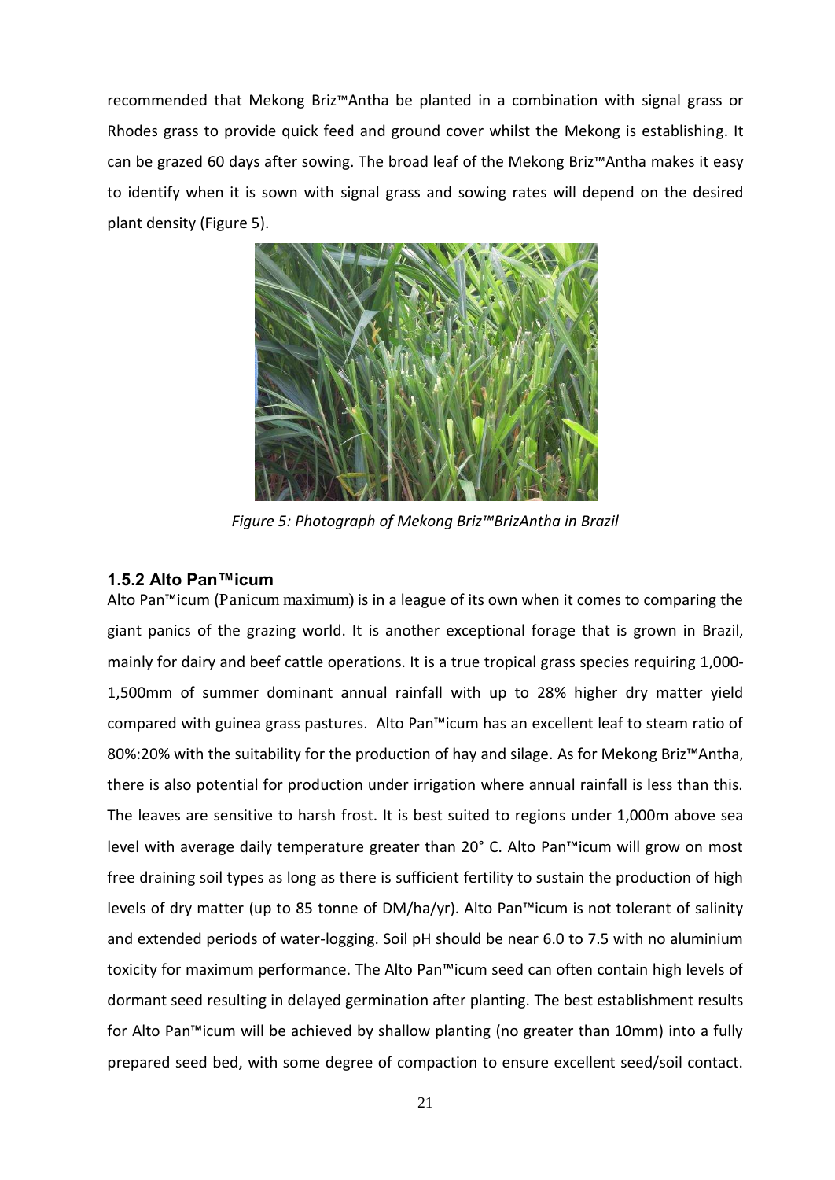recommended that Mekong Briz™Antha be planted in a combination with signal grass or Rhodes grass to provide quick feed and ground cover whilst the Mekong is establishing. It can be grazed 60 days after sowing. The broad leaf of the Mekong Briz™Antha makes it easy to identify when it is sown with signal grass and sowing rates will depend on the desired plant density (Figure 5).

*Figure 5: Photograph of Mekong Briz™BrizAntha in Brazil*

### 1.5.2 Alto Pan™icum

Alto Pan™icum (Panicum maximum) is in a league of its own when it comes to comparing the giant panics of the grazing world. It is another exceptional forage that is grown in Brazil, mainly for dairy and beef cattle operations. It is a true tropical grass species requiring 1,000-1,500mm of summer dominant annual rainfall with up to 28% higher dry matter yield compared with guinea grass pastures. Alto Pan™icum has an excellent leaf to steam ratio of 80%:20% with the suitability for the production of hay and silage. As for Mekong Briz™Antha, there is also potential for production under irrigation where annual rainfall is less than this. The leaves are sensitive to harsh frost. It is best suited to regions under 1,000m above sea level with average daily temperature greater than 20° C. Alto Pan™icum will grow on most free draining soil types as long as there is sufficient fertility to sustain the production of high levels of dry matter (up to 85 tonne of DM/ha/yr). Alto Pan™icum is not tolerant of salinity and extended periods of water-logging. Soil pH should be near 6.0 to 7.5 with no aluminium toxicity for maximum performance. The Alto Pan™icum seed can often contain high levels of dormant seed resulting in delayed germination after planting. The best establishment results for Alto Pan™icum will be achieved by shallow planting (no greater than 10mm) into a fully prepared seed bed, with some degree of compaction to ensure excellent seed/soil contact.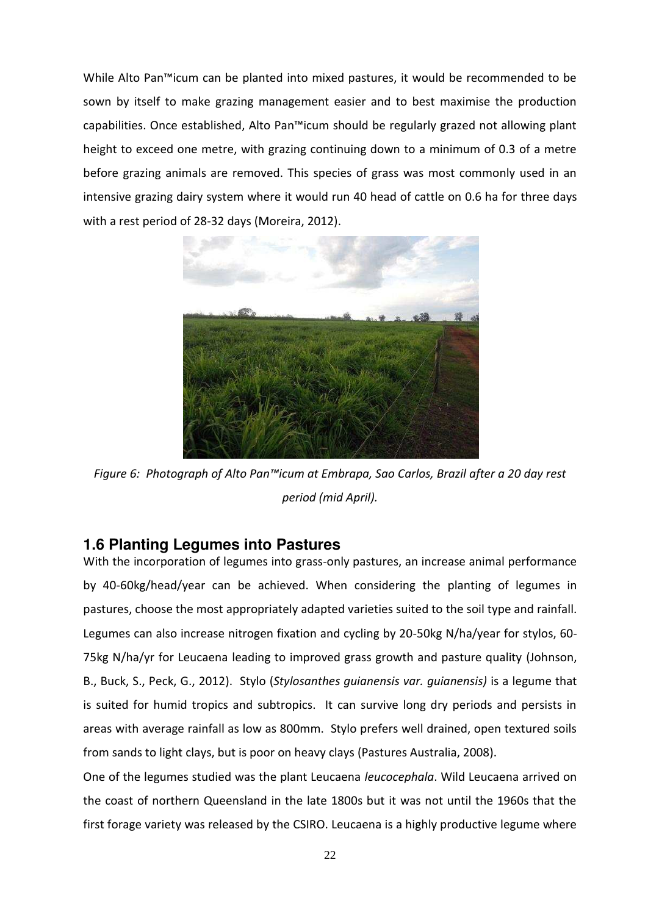While Alto Pan™icum can be planted into mixed pastures, it would be recommended to be sown by itself to make grazing management easier and to best maximise the production capabilities. Once established, Alto Pan™icum should be regularly grazed not allowing plant height to exceed one metre, with grazing continuing down to a minimum of 0.3 of a metre before grazing animals are removed. This species of grass was most commonly used in an intensive grazing dairy system where it would run 40 head of cattle on 0.6 ha for three days with a rest period of 28-32 days (Moreira, 2012).

*Figure 6: Photograph of Alto Pan™icum at Embrapa, Sao Carlos, Brazil after a 20 day rest period (mid April).*

## 1.6 Planting Legumes into Pastures

With the incorporation of legumes into grass-only pastures, an increase animal performance by 40-60kg/head/year can be achieved. When considering the planting of legumes in pastures, choose the most appropriately adapted varieties suited to the soil type and rainfall. Legumes can also increase nitrogen fixation and cycling by 20-50kg N/ha/year for stylos, 60-75kg N/ha/yr for Leucaena leading to improved grass growth and pasture quality (Johnson, B., Buck, S., Peck, G., 2012). Stylo (*Stylosanthes guianensis var. guianensis)* is a legume that is suited for humid tropics and subtropics. It can survive long dry periods and persists in areas with average rainfall as low as 800mm. Stylo prefers well drained, open textured soils from sands to light clays, but is poor on heavy clays (Pastures Australia, 2008).

One of the legumes studied was the plant Leucaena *leucocephala*. Wild Leucaena arrived on the coast of northern Queensland in the late 1800s but it was not until the 1960s that the first forage variety was released by the CSIRO. Leucaena is a highly productive legume where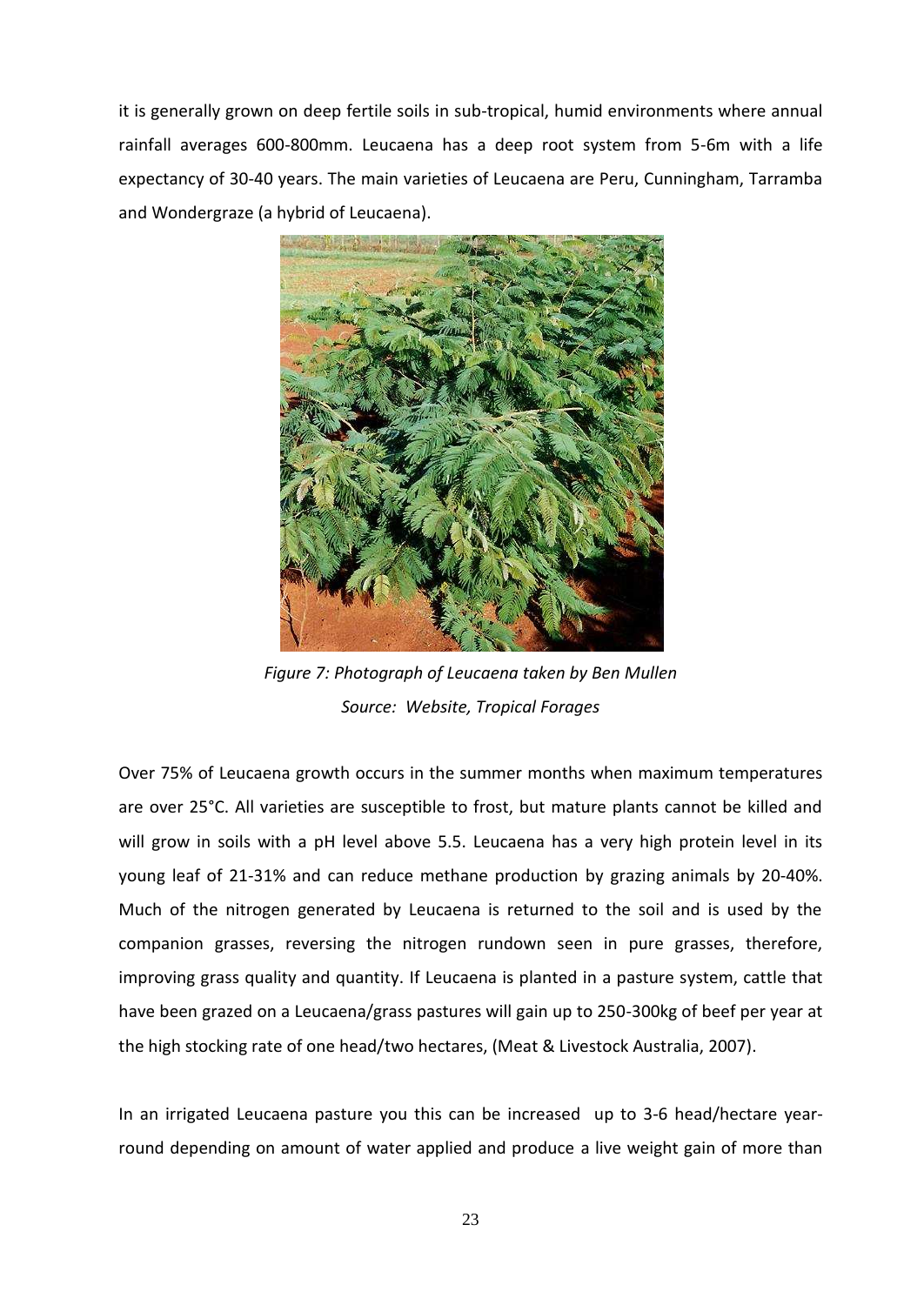it is generally grown on deep fertile soils in sub-tropical, humid environments where annual rainfall averages 600-800mm. Leucaena has a deep root system from 5-6m with a life expectancy of 30-40 years. The main varieties of Leucaena are Peru, Cunningham, Tarramba and Wondergraze (a hybrid of Leucaena).

*Figure 7: Photograph of Leucaena taken by Ben Mullen*
*Source: Website, Tropical Forages*

Over 75% of Leucaena growth occurs in the summer months when maximum temperatures are over 25°C. All varieties are susceptible to frost, but mature plants cannot be killed and will grow in soils with a pH level above 5.5. Leucaena has a very high protein level in its young leaf of 21-31% and can reduce methane production by grazing animals by 20-40%. Much of the nitrogen generated by Leucaena is returned to the soil and is used by the companion grasses, reversing the nitrogen rundown seen in pure grasses, therefore, improving grass quality and quantity. If Leucaena is planted in a pasture system, cattle that have been grazed on a Leucaena/grass pastures will gain up to 250-300kg of beef per year at the high stocking rate of one head/two hectares, (Meat & Livestock Australia, 2007).

In an irrigated Leucaena pasture you this can be increased up to 3-6 head/hectare year-round depending on amount of water applied and produce a live weight gain of more than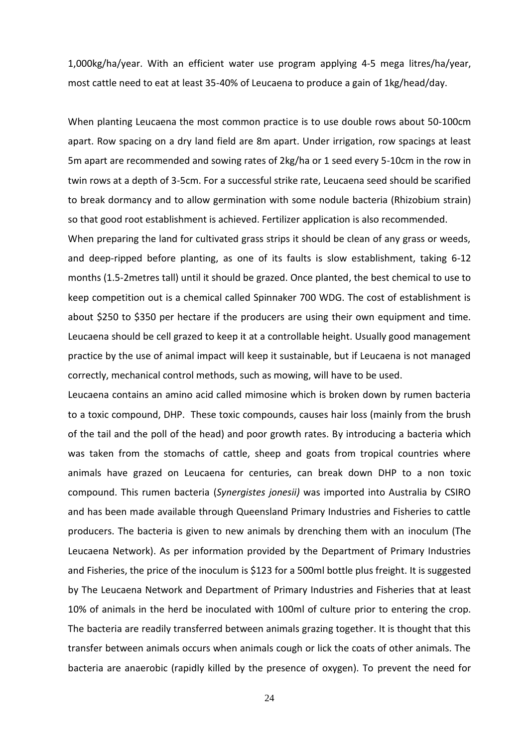1,000kg/ha/year. With an efficient water use program applying 4-5 mega litres/ha/year, most cattle need to eat at least 35-40% of Leucaena to produce a gain of 1kg/head/day.

When planting Leucaena the most common practice is to use double rows about 50-100cm apart. Row spacing on a dry land field are 8m apart. Under irrigation, row spacings at least 5m apart are recommended and sowing rates of 2kg/ha or 1 seed every 5-10cm in the row in twin rows at a depth of 3-5cm. For a successful strike rate, Leucaena seed should be scarified to break dormancy and to allow germination with some nodule bacteria (Rhizobium strain) so that good root establishment is achieved. Fertilizer application is also recommended.

When preparing the land for cultivated grass strips it should be clean of any grass or weeds, and deep-ripped before planting, as one of its faults is slow establishment, taking 6-12 months (1.5-2metres tall) until it should be grazed. Once planted, the best chemical to use to keep competition out is a chemical called Spinnaker 700 WDG. The cost of establishment is about $250 to $350 per hectare if the producers are using their own equipment and time. Leucaena should be cell grazed to keep it at a controllable height. Usually good management practice by the use of animal impact will keep it sustainable, but if Leucaena is not managed correctly, mechanical control methods, such as mowing, will have to be used.

Leucaena contains an amino acid called mimosine which is broken down by rumen bacteria to a toxic compound, DHP. These toxic compounds, causes hair loss (mainly from the brush of the tail and the poll of the head) and poor growth rates. By introducing a bacteria which was taken from the stomachs of cattle, sheep and goats from tropical countries where animals have grazed on Leucaena for centuries, can break down DHP to a non toxic compound. This rumen bacteria (*Synergistes jonesii)* was imported into Australia by CSIRO and has been made available through Queensland Primary Industries and Fisheries to cattle producers. The bacteria is given to new animals by drenching them with an inoculum (The Leucaena Network). As per information provided by the Department of Primary Industries and Fisheries, the price of the inoculum is $123 for a 500ml bottle plus freight. It is suggested by The Leucaena Network and Department of Primary Industries and Fisheries that at least 10% of animals in the herd be inoculated with 100ml of culture prior to entering the crop. The bacteria are readily transferred between animals grazing together. It is thought that this transfer between animals occurs when animals cough or lick the coats of other animals. The bacteria are anaerobic (rapidly killed by the presence of oxygen). To prevent the need for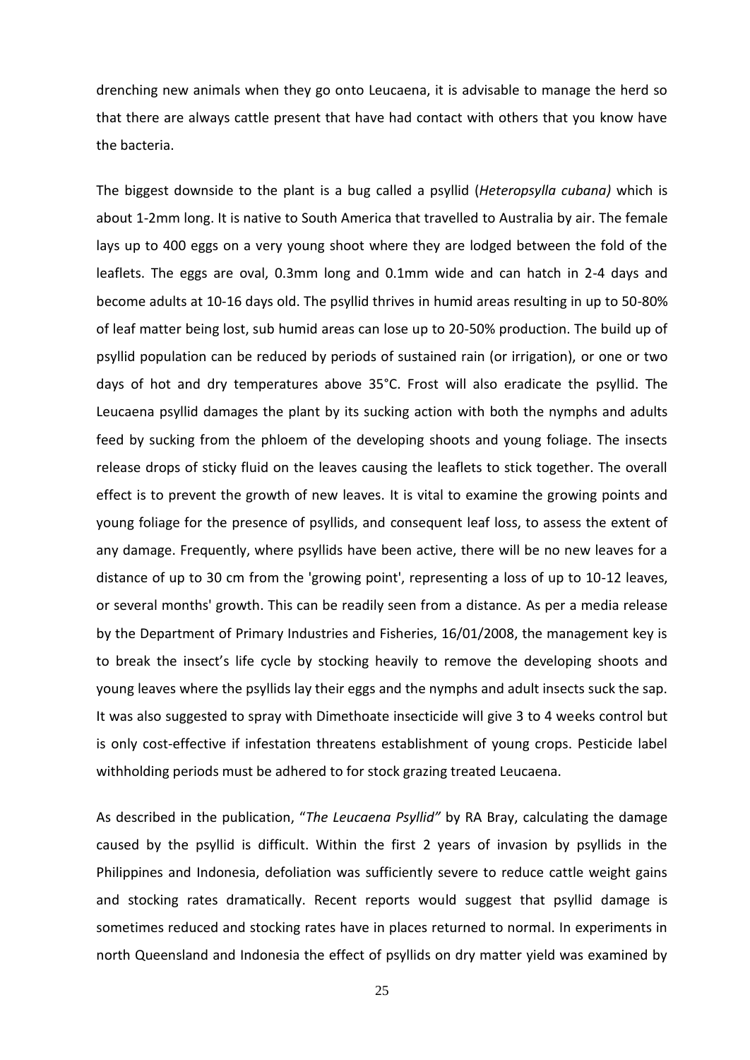drenching new animals when they go onto Leucaena, it is advisable to manage the herd so that there are always cattle present that have had contact with others that you know have the bacteria.

The biggest downside to the plant is a bug called a psyllid (*Heteropsylla cubana)* which is about 1-2mm long. It is native to South America that travelled to Australia by air. The female lays up to 400 eggs on a very young shoot where they are lodged between the fold of the leaflets. The eggs are oval, 0.3mm long and 0.1mm wide and can hatch in 2-4 days and become adults at 10-16 days old. The psyllid thrives in humid areas resulting in up to 50-80% of leaf matter being lost, sub humid areas can lose up to 20-50% production. The build up of psyllid population can be reduced by periods of sustained rain (or irrigation), or one or two days of hot and dry temperatures above 35°C. Frost will also eradicate the psyllid. The Leucaena psyllid damages the plant by its sucking action with both the nymphs and adults feed by sucking from the phloem of the developing shoots and young foliage. The insects release drops of sticky fluid on the leaves causing the leaflets to stick together. The overall effect is to prevent the growth of new leaves. It is vital to examine the growing points and young foliage for the presence of psyllids, and consequent leaf loss, to assess the extent of any damage. Frequently, where psyllids have been active, there will be no new leaves for a distance of up to 30 cm from the 'growing point', representing a loss of up to 10-12 leaves, or several months' growth. This can be readily seen from a distance. As per a media release by the Department of Primary Industries and Fisheries, 16/01/2008, the management key is to break the insect's life cycle by stocking heavily to remove the developing shoots and young leaves where the psyllids lay their eggs and the nymphs and adult insects suck the sap. It was also suggested to spray with Dimethoate insecticide will give 3 to 4 weeks control but is only cost-effective if infestation threatens establishment of young crops. Pesticide label withholding periods must be adhered to for stock grazing treated Leucaena.

As described in the publication, "*The Leucaena Psyllid"* by RA Bray, calculating the damage caused by the psyllid is difficult. Within the first 2 years of invasion by psyllids in the Philippines and Indonesia, defoliation was sufficiently severe to reduce cattle weight gains and stocking rates dramatically. Recent reports would suggest that psyllid damage is sometimes reduced and stocking rates have in places returned to normal. In experiments in north Queensland and Indonesia the effect of psyllids on dry matter yield was examined by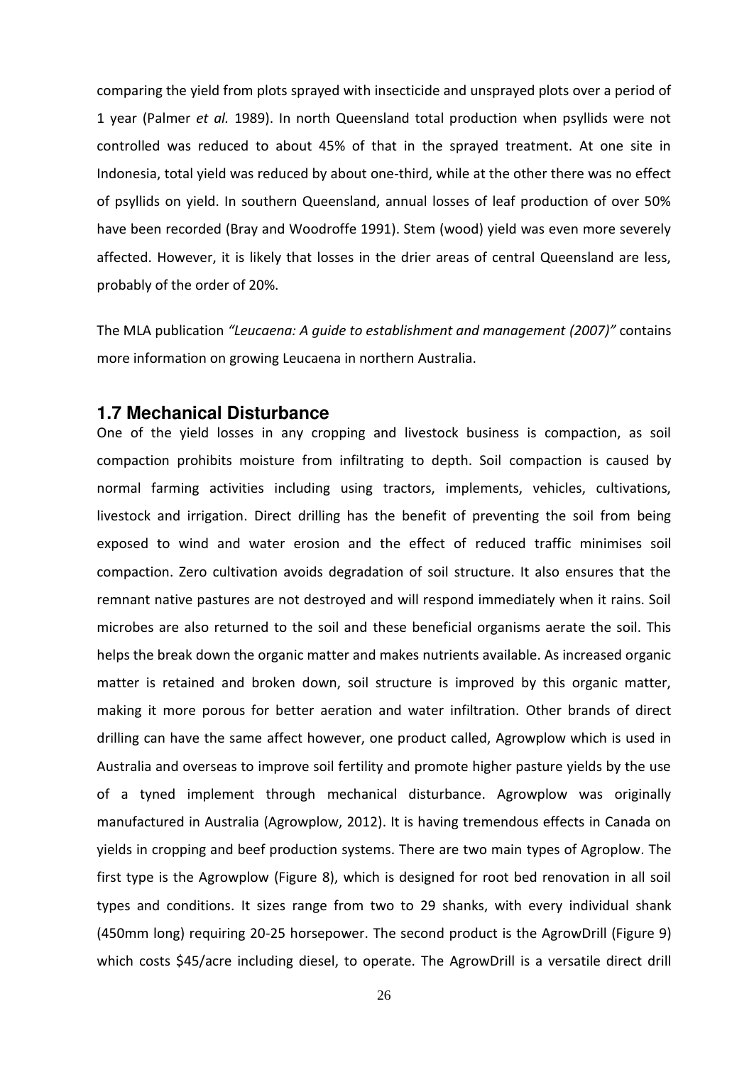comparing the yield from plots sprayed with insecticide and unsprayed plots over a period of 1 year (Palmer *et al.* 1989). In north Queensland total production when psyllids were not controlled was reduced to about 45% of that in the sprayed treatment. At one site in Indonesia, total yield was reduced by about one-third, while at the other there was no effect of psyllids on yield. In southern Queensland, annual losses of leaf production of over 50% have been recorded (Bray and Woodroffe 1991). Stem (wood) yield was even more severely affected. However, it is likely that losses in the drier areas of central Queensland are less, probably of the order of 20%.

The MLA publication *"Leucaena: A guide to establishment and management (2007)"* contains more information on growing Leucaena in northern Australia.

## 1.7 Mechanical Disturbance

One of the yield losses in any cropping and livestock business is compaction, as soil compaction prohibits moisture from infiltrating to depth. Soil compaction is caused by normal farming activities including using tractors, implements, vehicles, cultivations, livestock and irrigation. Direct drilling has the benefit of preventing the soil from being exposed to wind and water erosion and the effect of reduced traffic minimises soil compaction. Zero cultivation avoids degradation of soil structure. It also ensures that the remnant native pastures are not destroyed and will respond immediately when it rains. Soil microbes are also returned to the soil and these beneficial organisms aerate the soil. This helps the break down the organic matter and makes nutrients available. As increased organic matter is retained and broken down, soil structure is improved by this organic matter, making it more porous for better aeration and water infiltration. Other brands of direct drilling can have the same affect however, one product called, Agrowplow which is used in Australia and overseas to improve soil fertility and promote higher pasture yields by the use of a tyned implement through mechanical disturbance. Agrowplow was originally manufactured in Australia (Agrowplow, 2012). It is having tremendous effects in Canada on yields in cropping and beef production systems. There are two main types of Agroplow. The first type is the Agrowplow (Figure 8), which is designed for root bed renovation in all soil types and conditions. It sizes range from two to 29 shanks, with every individual shank (450mm long) requiring 20-25 horsepower. The second product is the AgrowDrill (Figure 9) which costs $45/acre including diesel, to operate. The AgrowDrill is a versatile direct drill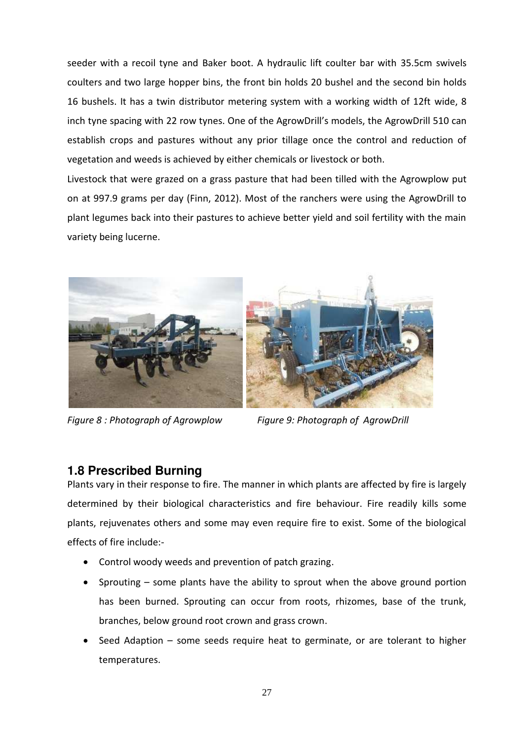seeder with a recoil tyne and Baker boot. A hydraulic lift coulter bar with 35.5cm swivels coulters and two large hopper bins, the front bin holds 20 bushel and the second bin holds 16 bushels. It has a twin distributor metering system with a working width of 12ft wide, 8 inch tyne spacing with 22 row tynes. One of the AgrowDrill's models, the AgrowDrill 510 can establish crops and pastures without any prior tillage once the control and reduction of vegetation and weeds is achieved by either chemicals or livestock or both.

Livestock that were grazed on a grass pasture that had been tilled with the Agrowplow put on at 997.9 grams per day (Finn, 2012). Most of the ranchers were using the AgrowDrill to plant legumes back into their pastures to achieve better yield and soil fertility with the main variety being lucerne.

*Figure 8 : Photograph of Agrowplow*

*Figure 9: Photograph of AgrowDrill*

## 1.8 Prescribed Burning

Plants vary in their response to fire. The manner in which plants are affected by fire is largely determined by their biological characteristics and fire behaviour. Fire readily kills some plants, rejuvenates others and some may even require fire to exist. Some of the biological effects of fire include:-

- Control woody weeds and prevention of patch grazing.
- Sprouting – some plants have the ability to sprout when the above ground portion has been burned. Sprouting can occur from roots, rhizomes, base of the trunk, branches, below ground root crown and grass crown.
- Seed Adaption – some seeds require heat to germinate, or are tolerant to higher temperatures.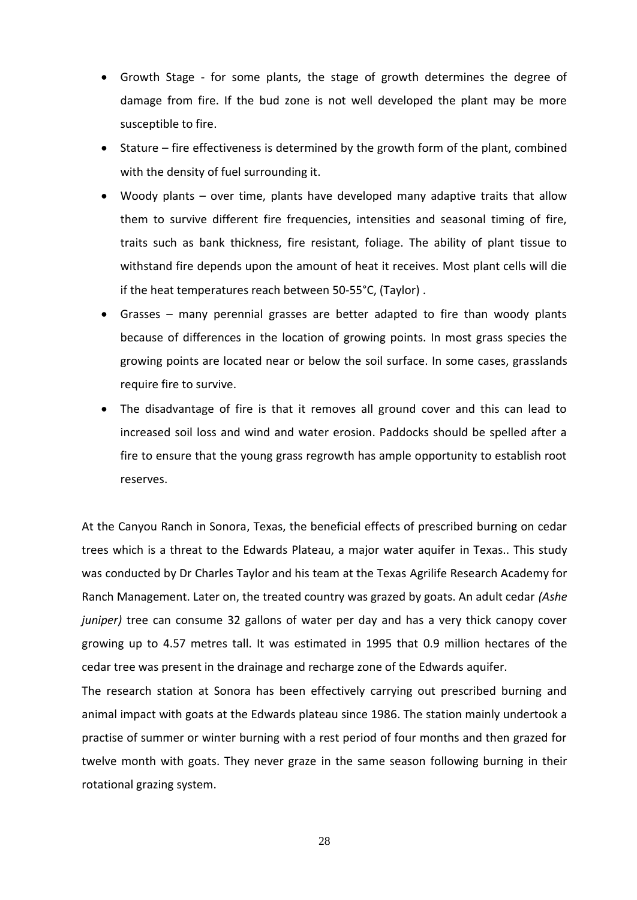- Growth Stage - for some plants, the stage of growth determines the degree of damage from fire. If the bud zone is not well developed the plant may be more susceptible to fire.
- Stature – fire effectiveness is determined by the growth form of the plant, combined with the density of fuel surrounding it.
- Woody plants – over time, plants have developed many adaptive traits that allow them to survive different fire frequencies, intensities and seasonal timing of fire, traits such as bank thickness, fire resistant, foliage. The ability of plant tissue to withstand fire depends upon the amount of heat it receives. Most plant cells will die if the heat temperatures reach between 50-55°C, (Taylor) .
- Grasses – many perennial grasses are better adapted to fire than woody plants because of differences in the location of growing points. In most grass species the growing points are located near or below the soil surface. In some cases, grasslands require fire to survive.
- The disadvantage of fire is that it removes all ground cover and this can lead to increased soil loss and wind and water erosion. Paddocks should be spelled after a fire to ensure that the young grass regrowth has ample opportunity to establish root reserves.

At the Canyou Ranch in Sonora, Texas, the beneficial effects of prescribed burning on cedar trees which is a threat to the Edwards Plateau, a major water aquifer in Texas.. This study was conducted by Dr Charles Taylor and his team at the Texas Agrilife Research Academy for Ranch Management. Later on, the treated country was grazed by goats. An adult cedar *(Ashe juniper)* tree can consume 32 gallons of water per day and has a very thick canopy cover growing up to 4.57 metres tall. It was estimated in 1995 that 0.9 million hectares of the cedar tree was present in the drainage and recharge zone of the Edwards aquifer.

The research station at Sonora has been effectively carrying out prescribed burning and animal impact with goats at the Edwards plateau since 1986. The station mainly undertook a practise of summer or winter burning with a rest period of four months and then grazed for twelve month with goats. They never graze in the same season following burning in their rotational grazing system.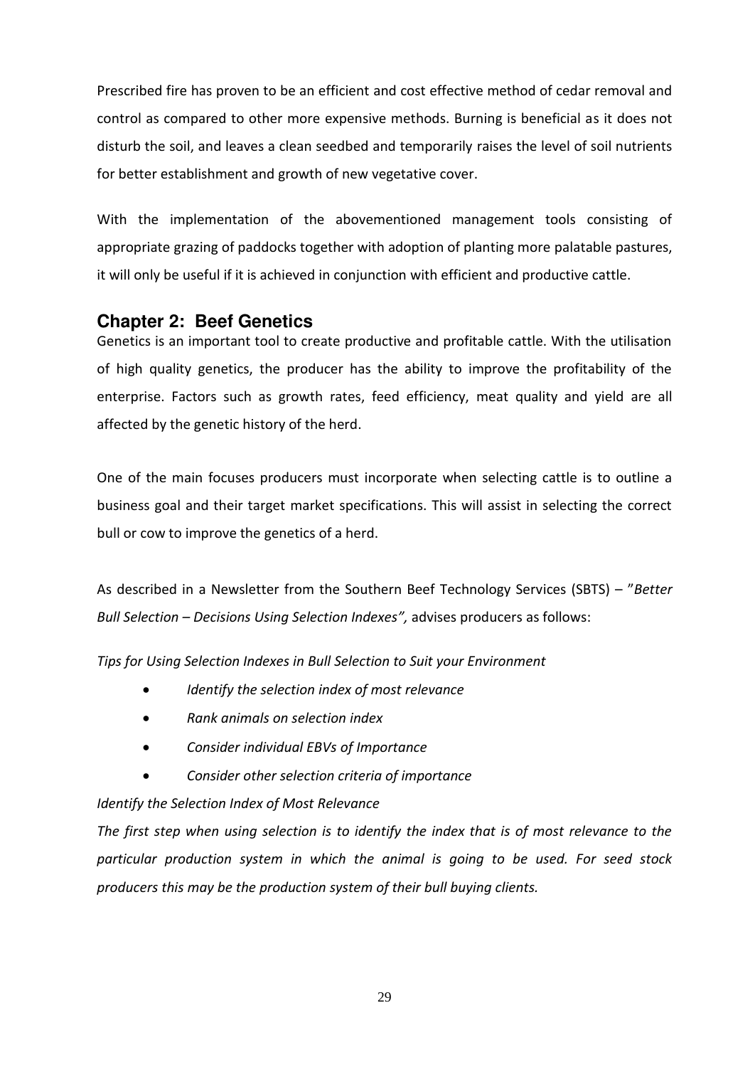Prescribed fire has proven to be an efficient and cost effective method of cedar removal and control as compared to other more expensive methods. Burning is beneficial as it does not disturb the soil, and leaves a clean seedbed and temporarily raises the level of soil nutrients for better establishment and growth of new vegetative cover.

With the implementation of the abovementioned management tools consisting of appropriate grazing of paddocks together with adoption of planting more palatable pastures, it will only be useful if it is achieved in conjunction with efficient and productive cattle.

## Chapter 2: Beef Genetics

Genetics is an important tool to create productive and profitable cattle. With the utilisation of high quality genetics, the producer has the ability to improve the profitability of the enterprise. Factors such as growth rates, feed efficiency, meat quality and yield are all affected by the genetic history of the herd.

One of the main focuses producers must incorporate when selecting cattle is to outline a business goal and their target market specifications. This will assist in selecting the correct bull or cow to improve the genetics of a herd.

As described in a Newsletter from the Southern Beef Technology Services (SBTS) – "*Better Bull Selection – Decisions Using Selection Indexes",* advises producers as follows:

*Tips for Using Selection Indexes in Bull Selection to Suit your Environment*

- *Identify the selection index of most relevance*
- *Rank animals on selection index*
- *Consider individual EBVs of Importance*
- *Consider other selection criteria of importance*

*Identify the Selection Index of Most Relevance*

*The first step when using selection is to identify the index that is of most relevance to the particular production system in which the animal is going to be used. For seed stock producers this may be the production system of their bull buying clients.*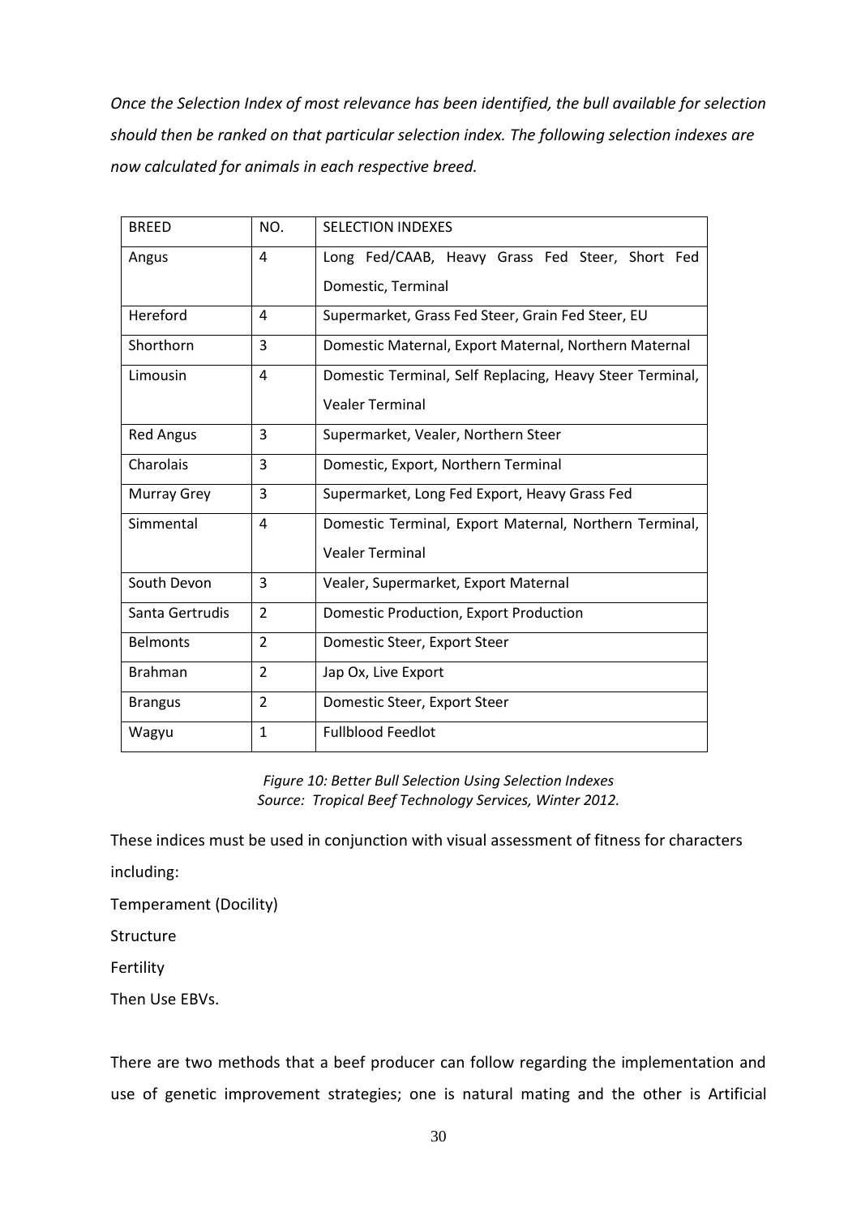*Once the Selection Index of most relevance has been identified, the bull available for selection should then be ranked on that particular selection index. The following selection indexes are now calculated for animals in each respective breed.*

| BREED | NO. | SELECTION INDEXES |
|---|---|---|
| Angus | 4 | Long Fed/CAAB, Heavy Grass Fed Steer, Short Fed Domestic, Terminal |
| Hereford | 4 | Supermarket, Grass Fed Steer, Grain Fed Steer, EU |
| Shorthorn | 3 | Domestic Maternal, Export Maternal, Northern Maternal |
| Limousin | 4 | Domestic Terminal, Self Replacing, Heavy Steer Terminal, Vealer Terminal |
| Red Angus | 3 | Supermarket, Vealer, Northern Steer |
| Charolais | 3 | Domestic, Export, Northern Terminal |
| Murray Grey | 3 | Supermarket, Long Fed Export, Heavy Grass Fed |
| Simmental | 4 | Domestic Terminal, Export Maternal, Northern Terminal, Vealer Terminal |
| South Devon | 3 | Vealer, Supermarket, Export Maternal |
| Santa Gertrudis | 2 | Domestic Production, Export Production |
| Belmonts | 2 | Domestic Steer, Export Steer |
| Brahman | 2 | Jap Ox, Live Export |
| Brangus | 2 | Domestic Steer, Export Steer |
| Wagyu | 1 | Fullblood Feedlot |

*Figure 10: Better Bull Selection Using Selection Indexes*
*Source: Tropical Beef Technology Services, Winter 2012.*

These indices must be used in conjunction with visual assessment of fitness for characters including:

Temperament (Docility)

Structure

Fertility

Then Use EBVs.

There are two methods that a beef producer can follow regarding the implementation and use of genetic improvement strategies; one is natural mating and the other is Artificial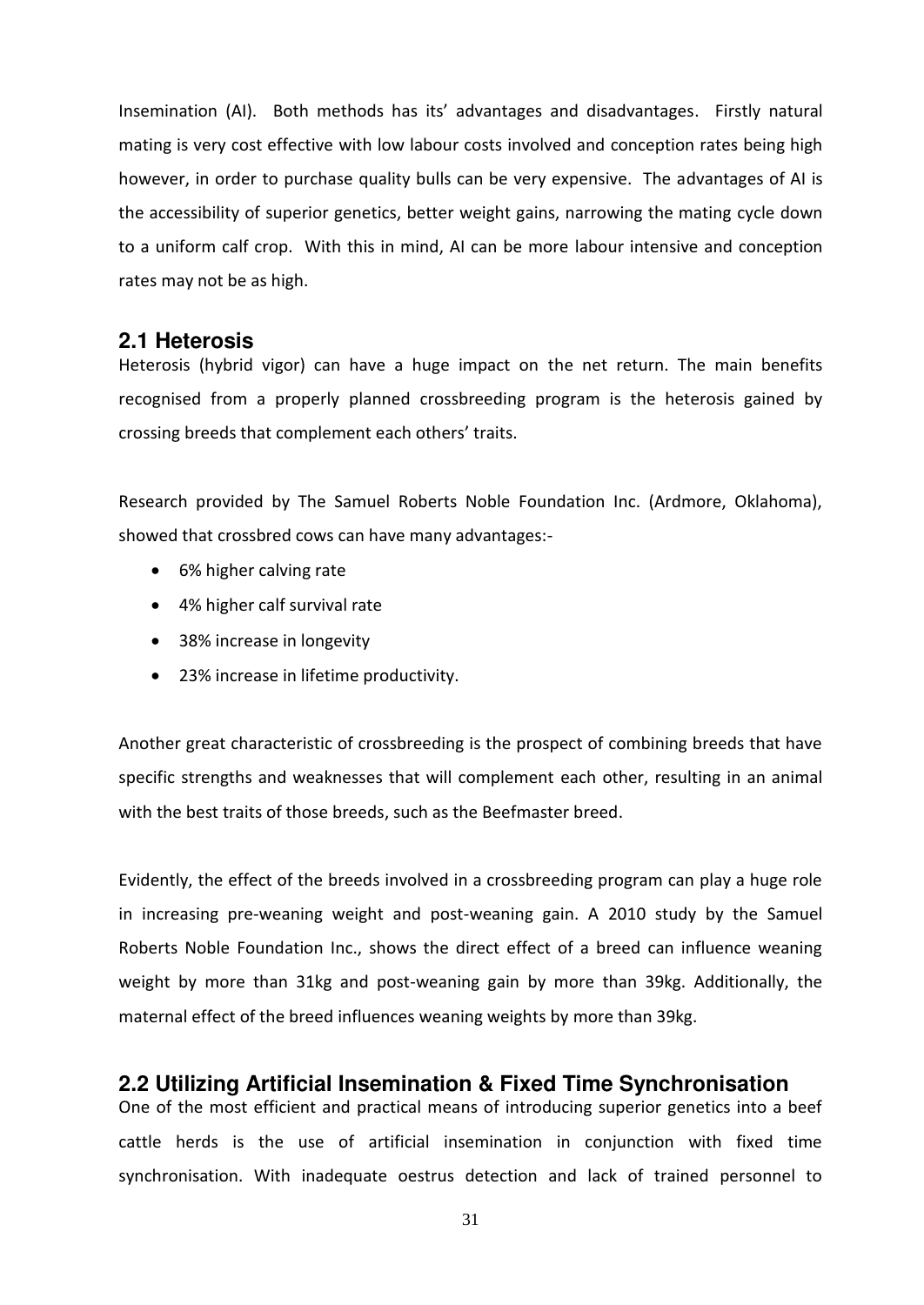Insemination (AI). Both methods has its' advantages and disadvantages. Firstly natural mating is very cost effective with low labour costs involved and conception rates being high however, in order to purchase quality bulls can be very expensive. The advantages of AI is the accessibility of superior genetics, better weight gains, narrowing the mating cycle down to a uniform calf crop. With this in mind, AI can be more labour intensive and conception rates may not be as high.

## 2.1 Heterosis

Heterosis (hybrid vigor) can have a huge impact on the net return. The main benefits recognised from a properly planned crossbreeding program is the heterosis gained by crossing breeds that complement each others' traits.

Research provided by The Samuel Roberts Noble Foundation Inc. (Ardmore, Oklahoma), showed that crossbred cows can have many advantages:-

- 6% higher calving rate
- 4% higher calf survival rate
- 38% increase in longevity
- 23% increase in lifetime productivity.

Another great characteristic of crossbreeding is the prospect of combining breeds that have specific strengths and weaknesses that will complement each other, resulting in an animal with the best traits of those breeds, such as the Beefmaster breed.

Evidently, the effect of the breeds involved in a crossbreeding program can play a huge role in increasing pre-weaning weight and post-weaning gain. A 2010 study by the Samuel Roberts Noble Foundation Inc., shows the direct effect of a breed can influence weaning weight by more than 31kg and post-weaning gain by more than 39kg. Additionally, the maternal effect of the breed influences weaning weights by more than 39kg.

## 2.2 Utilizing Artificial Insemination & Fixed Time Synchronisation

One of the most efficient and practical means of introducing superior genetics into a beef cattle herds is the use of artificial insemination in conjunction with fixed time synchronisation. With inadequate oestrus detection and lack of trained personnel to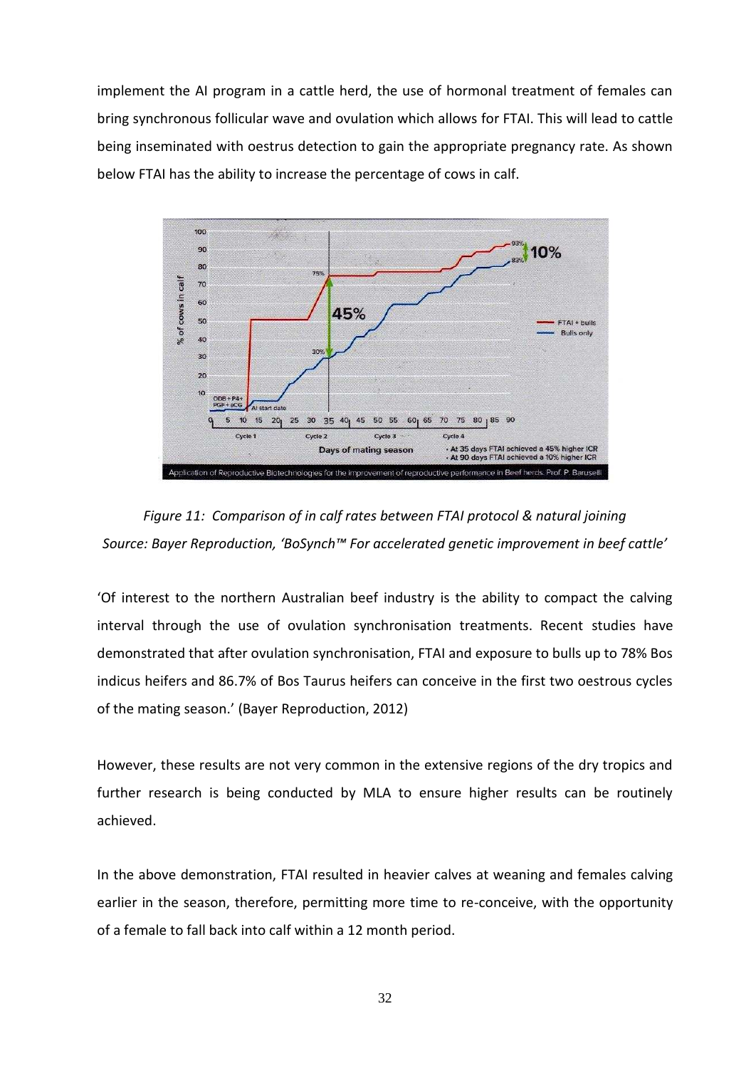implement the AI program in a cattle herd, the use of hormonal treatment of females can bring synchronous follicular wave and ovulation which allows for FTAI. This will lead to cattle being inseminated with oestrus detection to gain the appropriate pregnancy rate. As shown below FTAI has the ability to increase the percentage of cows in calf.

*Figure 11: Comparison of in calf rates between FTAI protocol & natural joining*
*Source: Bayer Reproduction, 'BoSynch™ For accelerated genetic improvement in beef cattle'*

'Of interest to the northern Australian beef industry is the ability to compact the calving interval through the use of ovulation synchronisation treatments. Recent studies have demonstrated that after ovulation synchronisation, FTAI and exposure to bulls up to 78% Bos indicus heifers and 86.7% of Bos Taurus heifers can conceive in the first two oestrous cycles of the mating season.' (Bayer Reproduction, 2012)

However, these results are not very common in the extensive regions of the dry tropics and further research is being conducted by MLA to ensure higher results can be routinely achieved.

In the above demonstration, FTAI resulted in heavier calves at weaning and females calving earlier in the season, therefore, permitting more time to re-conceive, with the opportunity of a female to fall back into calf within a 12 month period.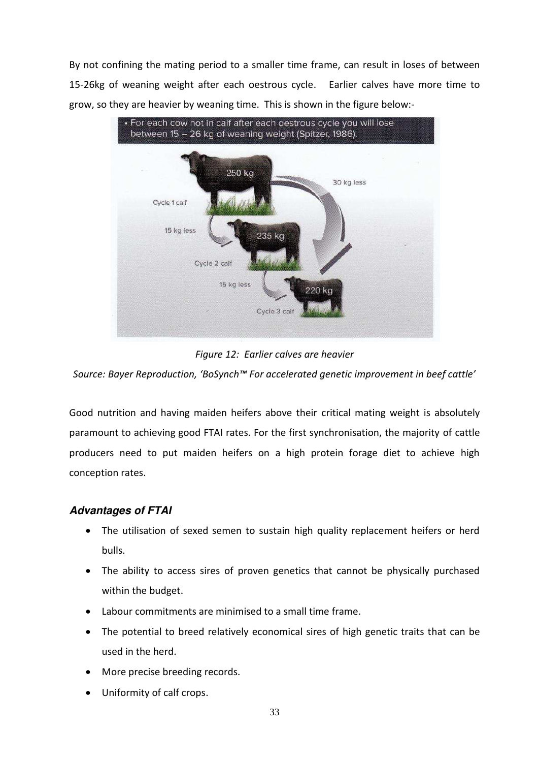By not confining the mating period to a smaller time frame, can result in loses of between 15-26kg of weaning weight after each oestrous cycle. Earlier calves have more time to grow, so they are heavier by weaning time. This is shown in the figure below:-

*Figure 12: Earlier calves are heavier*

*Source: Bayer Reproduction, 'BoSynch™ For accelerated genetic improvement in beef cattle'*

Good nutrition and having maiden heifers above their critical mating weight is absolutely paramount to achieving good FTAI rates. For the first synchronisation, the majority of cattle producers need to put maiden heifers on a high protein forage diet to achieve high conception rates.

### *Advantages of FTAI*

- The utilisation of sexed semen to sustain high quality replacement heifers or herd bulls.
- The ability to access sires of proven genetics that cannot be physically purchased within the budget.
- Labour commitments are minimised to a small time frame.
- The potential to breed relatively economical sires of high genetic traits that can be used in the herd.
- More precise breeding records.
- Uniformity of calf crops.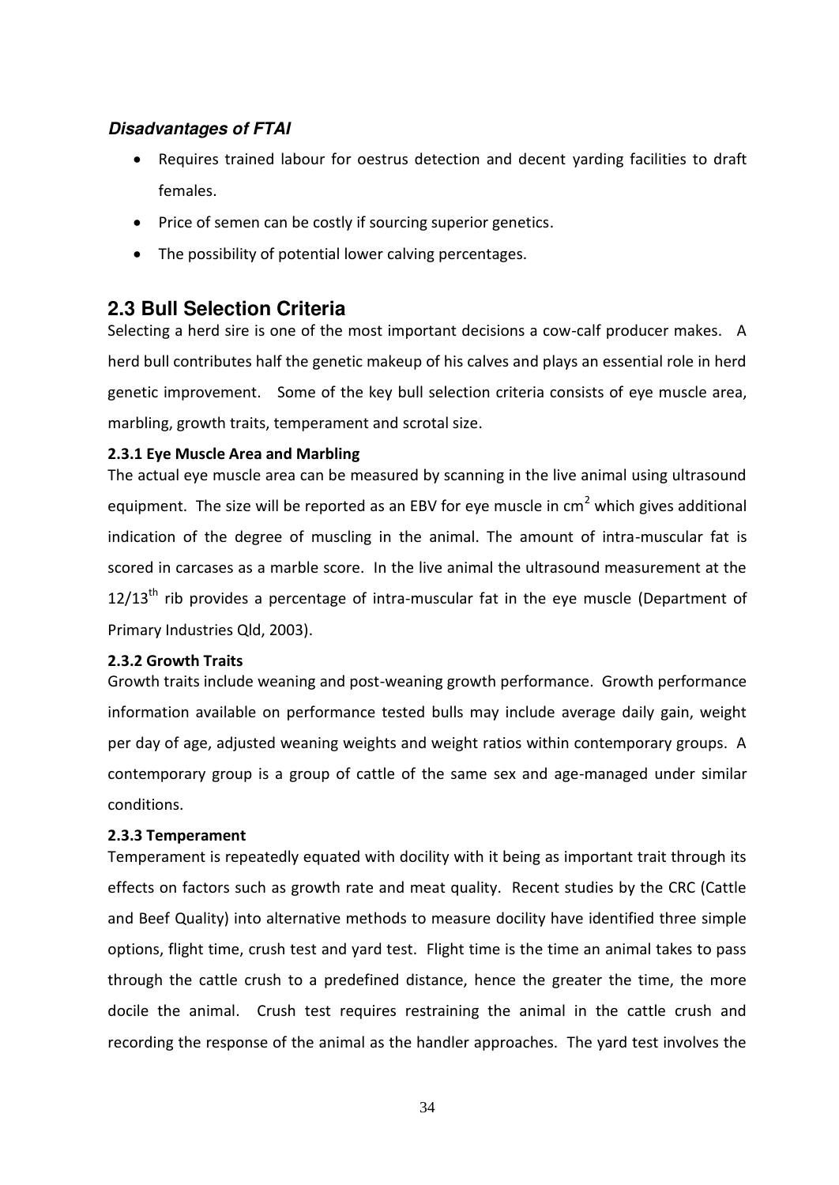### *Disadvantages of FTAI*

- Requires trained labour for oestrus detection and decent yarding facilities to draft females.
- Price of semen can be costly if sourcing superior genetics.
- The possibility of potential lower calving percentages.

## 2.3 Bull Selection Criteria

Selecting a herd sire is one of the most important decisions a cow-calf producer makes. A herd bull contributes half the genetic makeup of his calves and plays an essential role in herd genetic improvement. Some of the key bull selection criteria consists of eye muscle area, marbling, growth traits, temperament and scrotal size.

### 2.3.1 Eye Muscle Area and Marbling

The actual eye muscle area can be measured by scanning in the live animal using ultrasound equipment. The size will be reported as an EBV for eye muscle in $cm^2$ which gives additional indication of the degree of muscling in the animal. The amount of intra-muscular fat is scored in carcases as a marble score. In the live animal the ultrasound measurement at the $12/13^{th}$ rib provides a percentage of intra-muscular fat in the eye muscle (Department of Primary Industries Qld, 2003).

### 2.3.2 Growth Traits

Growth traits include weaning and post-weaning growth performance. Growth performance information available on performance tested bulls may include average daily gain, weight per day of age, adjusted weaning weights and weight ratios within contemporary groups. A contemporary group is a group of cattle of the same sex and age-managed under similar conditions.

### 2.3.3 Temperament

Temperament is repeatedly equated with docility with it being as important trait through its effects on factors such as growth rate and meat quality. Recent studies by the CRC (Cattle and Beef Quality) into alternative methods to measure docility have identified three simple options, flight time, crush test and yard test. Flight time is the time an animal takes to pass through the cattle crush to a predefined distance, hence the greater the time, the more docile the animal. Crush test requires restraining the animal in the cattle crush and recording the response of the animal as the handler approaches. The yard test involves the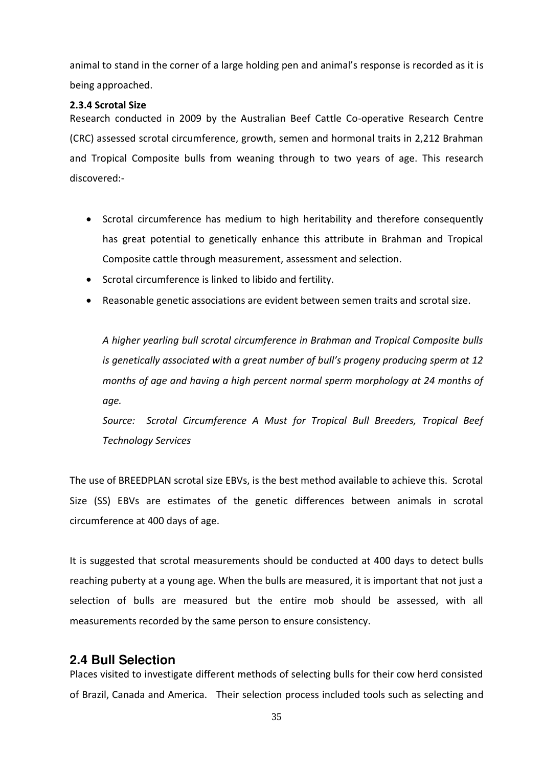animal to stand in the corner of a large holding pen and animal's response is recorded as it is being approached.

### 2.3.4 Scrotal Size

Research conducted in 2009 by the Australian Beef Cattle Co-operative Research Centre (CRC) assessed scrotal circumference, growth, semen and hormonal traits in 2,212 Brahman and Tropical Composite bulls from weaning through to two years of age. This research discovered:-

- Scrotal circumference has medium to high heritability and therefore consequently has great potential to genetically enhance this attribute in Brahman and Tropical Composite cattle through measurement, assessment and selection.
- Scrotal circumference is linked to libido and fertility.
- Reasonable genetic associations are evident between semen traits and scrotal size.

> *A higher yearling bull scrotal circumference in Brahman and Tropical Composite bulls is genetically associated with a great number of bull's progeny producing sperm at 12 months of age and having a high percent normal sperm morphology at 24 months of age.*
>
> *Source: Scrotal Circumference A Must for Tropical Bull Breeders, Tropical Beef Technology Services*

The use of BREEDPLAN scrotal size EBVs, is the best method available to achieve this. Scrotal Size (SS) EBVs are estimates of the genetic differences between animals in scrotal circumference at 400 days of age.

It is suggested that scrotal measurements should be conducted at 400 days to detect bulls reaching puberty at a young age. When the bulls are measured, it is important that not just a selection of bulls are measured but the entire mob should be assessed, with all measurements recorded by the same person to ensure consistency.

## 2.4 Bull Selection

Places visited to investigate different methods of selecting bulls for their cow herd consisted of Brazil, Canada and America. Their selection process included tools such as selecting and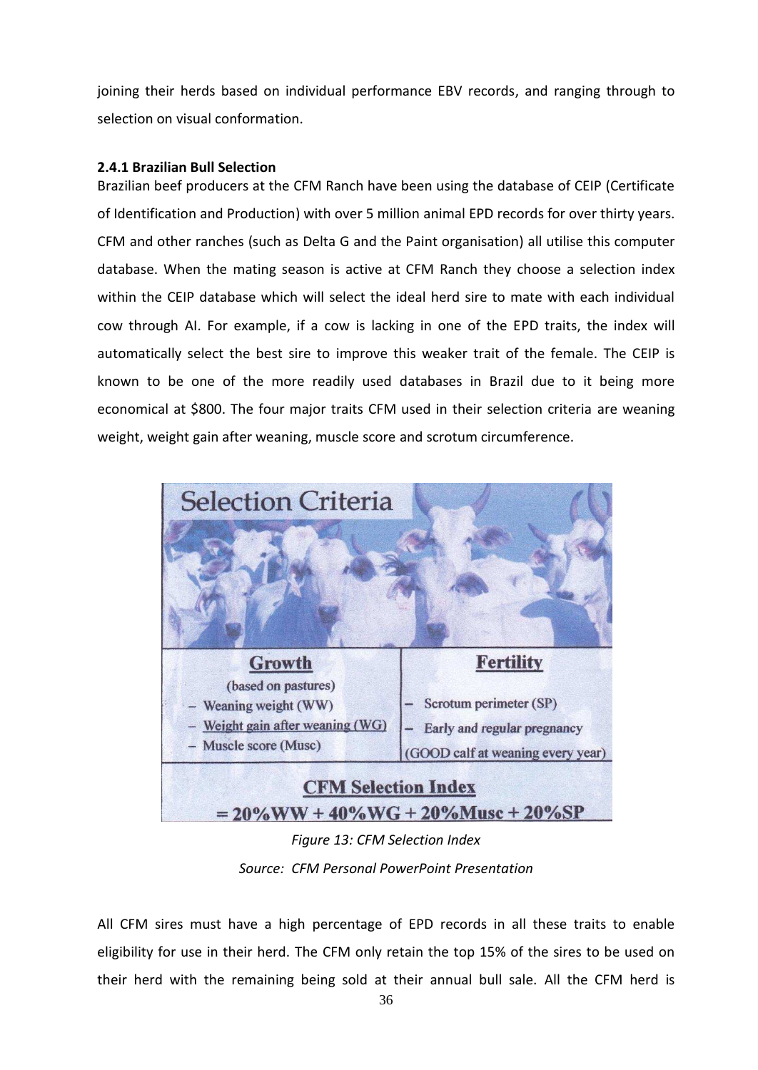joining their herds based on individual performance EBV records, and ranging through to selection on visual conformation.

### 2.4.1 Brazilian Bull Selection

Brazilian beef producers at the CFM Ranch have been using the database of CEIP (Certificate of Identification and Production) with over 5 million animal EPD records for over thirty years. CFM and other ranches (such as Delta G and the Paint organisation) all utilise this computer database. When the mating season is active at CFM Ranch they choose a selection index within the CEIP database which will select the ideal herd sire to mate with each individual cow through AI. For example, if a cow is lacking in one of the EPD traits, the index will automatically select the best sire to improve this weaker trait of the female. The CEIP is known to be one of the more readily used databases in Brazil due to it being more economical at $800. The four major traits CFM used in their selection criteria are weaning weight, weight gain after weaning, muscle score and scrotum circumference.

**Selection Criteria**

| Growth (based on pastures) | Fertility |
| --- | --- |
| – Weaning weight (WW)<br>– Weight gain after weaning (WG)<br>– Muscle score (Musc) | – Scrotum perimeter (SP)<br>– Early and regular pregnancy (GOOD calf at weaning every year) |

**CFM Selection Index**

= 20%WW + 40%WG + 20%Musc + 20%SP

*Figure 13: CFM Selection Index*

*Source: CFM Personal PowerPoint Presentation*

All CFM sires must have a high percentage of EPD records in all these traits to enable eligibility for use in their herd. The CFM only retain the top 15% of the sires to be used on their herd with the remaining being sold at their annual bull sale. All the CFM herd is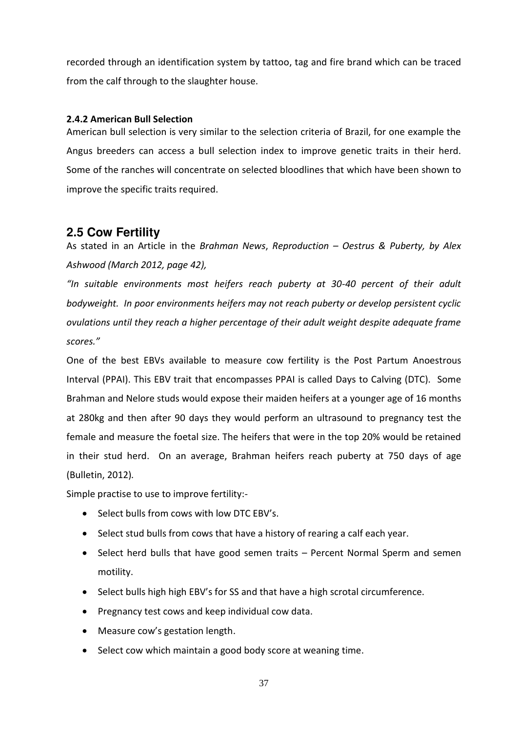recorded through an identification system by tattoo, tag and fire brand which can be traced from the calf through to the slaughter house.

#### 2.4.2 American Bull Selection

American bull selection is very similar to the selection criteria of Brazil, for one example the Angus breeders can access a bull selection index to improve genetic traits in their herd. Some of the ranches will concentrate on selected bloodlines that which have been shown to improve the specific traits required.

## 2.5 Cow Fertility

As stated in an Article in the *Brahman News*, *Reproduction – Oestrus & Puberty, by Alex Ashwood (March 2012, page 42),*

*"In suitable environments most heifers reach puberty at 30-40 percent of their adult bodyweight. In poor environments heifers may not reach puberty or develop persistent cyclic ovulations until they reach a higher percentage of their adult weight despite adequate frame scores."*

One of the best EBVs available to measure cow fertility is the Post Partum Anoestrous Interval (PPAI). This EBV trait that encompasses PPAI is called Days to Calving (DTC). Some Brahman and Nelore studs would expose their maiden heifers at a younger age of 16 months at 280kg and then after 90 days they would perform an ultrasound to pregnancy test the female and measure the foetal size. The heifers that were in the top 20% would be retained in their stud herd. On an average, Brahman heifers reach puberty at 750 days of age (Bulletin, 2012).

Simple practise to use to improve fertility:-

- Select bulls from cows with low DTC EBV's.
- Select stud bulls from cows that have a history of rearing a calf each year.
- Select herd bulls that have good semen traits – Percent Normal Sperm and semen motility.
- Select bulls high high EBV's for SS and that have a high scrotal circumference.
- Pregnancy test cows and keep individual cow data.
- Measure cow's gestation length.
- Select cow which maintain a good body score at weaning time.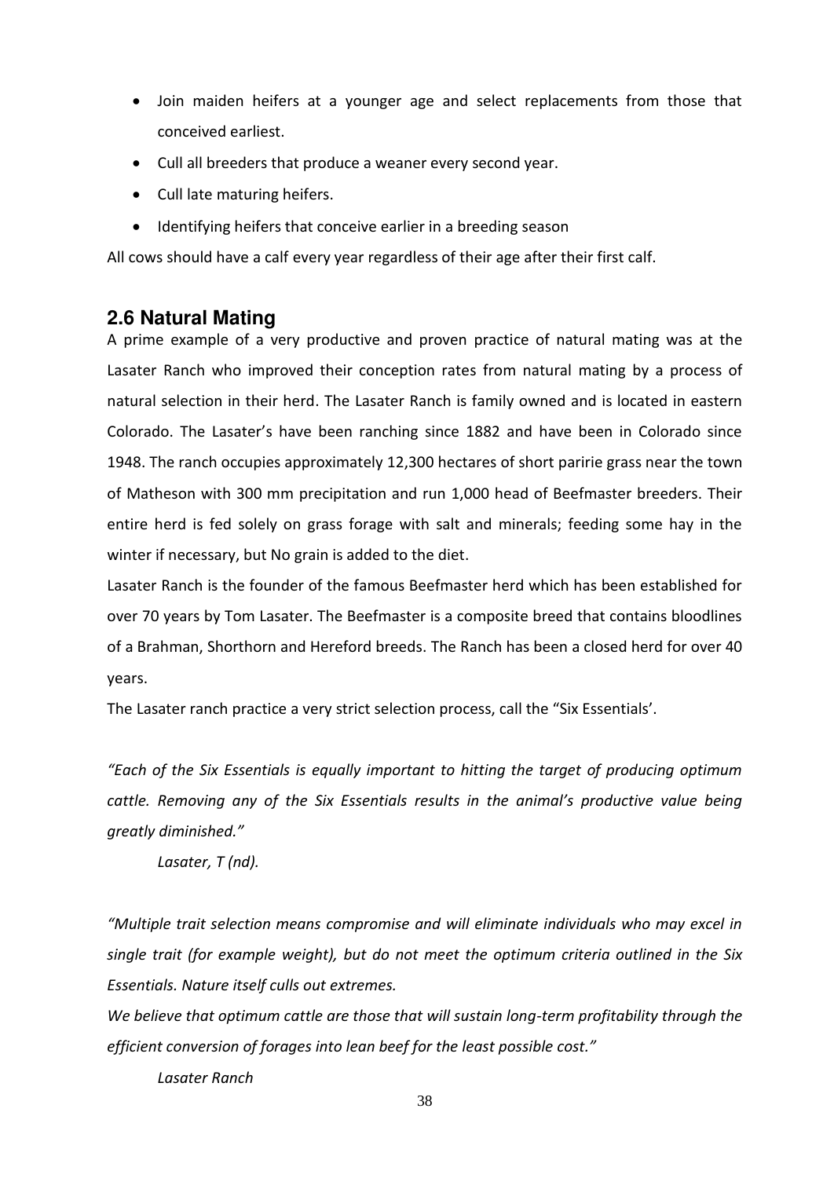- Join maiden heifers at a younger age and select replacements from those that conceived earliest.
- Cull all breeders that produce a weaner every second year.
- Cull late maturing heifers.
- Identifying heifers that conceive earlier in a breeding season

All cows should have a calf every year regardless of their age after their first calf.

## 2.6 Natural Mating

A prime example of a very productive and proven practice of natural mating was at the Lasater Ranch who improved their conception rates from natural mating by a process of natural selection in their herd. The Lasater Ranch is family owned and is located in eastern Colorado. The Lasater's have been ranching since 1882 and have been in Colorado since 1948. The ranch occupies approximately 12,300 hectares of short paririe grass near the town of Matheson with 300 mm precipitation and run 1,000 head of Beefmaster breeders. Their entire herd is fed solely on grass forage with salt and minerals; feeding some hay in the winter if necessary, but No grain is added to the diet.

Lasater Ranch is the founder of the famous Beefmaster herd which has been established for over 70 years by Tom Lasater. The Beefmaster is a composite breed that contains bloodlines of a Brahman, Shorthorn and Hereford breeds. The Ranch has been a closed herd for over 40 years.

The Lasater ranch practice a very strict selection process, call the "Six Essentials'.

*"Each of the Six Essentials is equally important to hitting the target of producing optimum cattle. Removing any of the Six Essentials results in the animal's productive value being greatly diminished."*

*Lasater, T (nd).*

*"Multiple trait selection means compromise and will eliminate individuals who may excel in single trait (for example weight), but do not meet the optimum criteria outlined in the Six Essentials. Nature itself culls out extremes.*

*We believe that optimum cattle are those that will sustain long-term profitability through the efficient conversion of forages into lean beef for the least possible cost."*

*Lasater Ranch*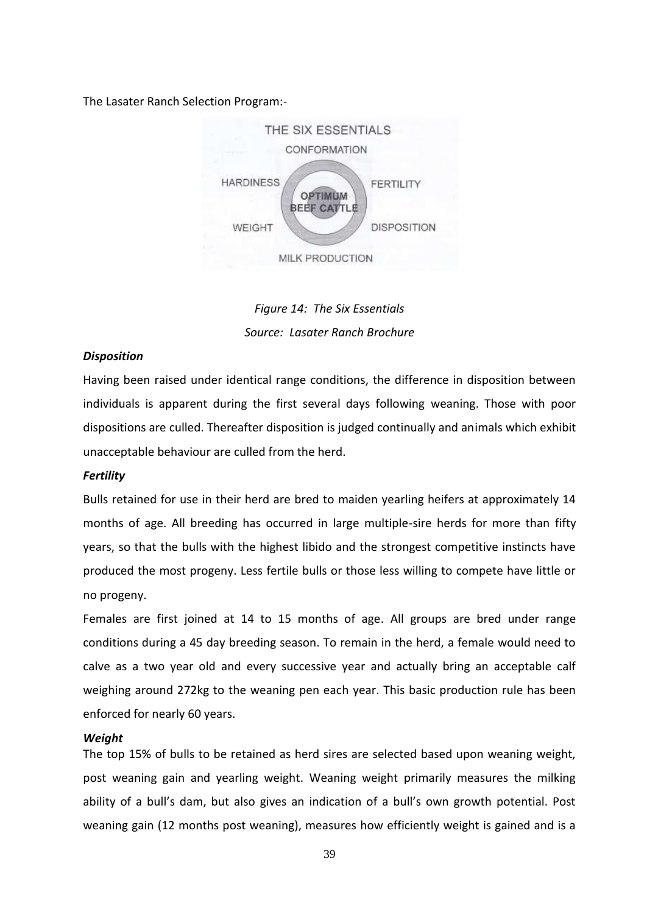The Lasater Ranch Selection Program:-

THE SIX ESSENTIALS

CONFORMATION

HARDINESS — FERTILITY

OPTIMUM BEEF CATTLE

WEIGHT — DISPOSITION

MILK PRODUCTION

*Figure 14: The Six Essentials*

*Source: Lasater Ranch Brochure*

***Disposition***

Having been raised under identical range conditions, the difference in disposition between individuals is apparent during the first several days following weaning. Those with poor dispositions are culled. Thereafter disposition is judged continually and animals which exhibit unacceptable behaviour are culled from the herd.

***Fertility***

Bulls retained for use in their herd are bred to maiden yearling heifers at approximately 14 months of age. All breeding has occurred in large multiple-sire herds for more than fifty years, so that the bulls with the highest libido and the strongest competitive instincts have produced the most progeny. Less fertile bulls or those less willing to compete have little or no progeny.

Females are first joined at 14 to 15 months of age. All groups are bred under range conditions during a 45 day breeding season. To remain in the herd, a female would need to calve as a two year old and every successive year and actually bring an acceptable calf weighing around 272kg to the weaning pen each year. This basic production rule has been enforced for nearly 60 years.

***Weight***

The top 15% of bulls to be retained as herd sires are selected based upon weaning weight, post weaning gain and yearling weight. Weaning weight primarily measures the milking ability of a bull's dam, but also gives an indication of a bull's own growth potential. Post weaning gain (12 months post weaning), measures how efficiently weight is gained and is a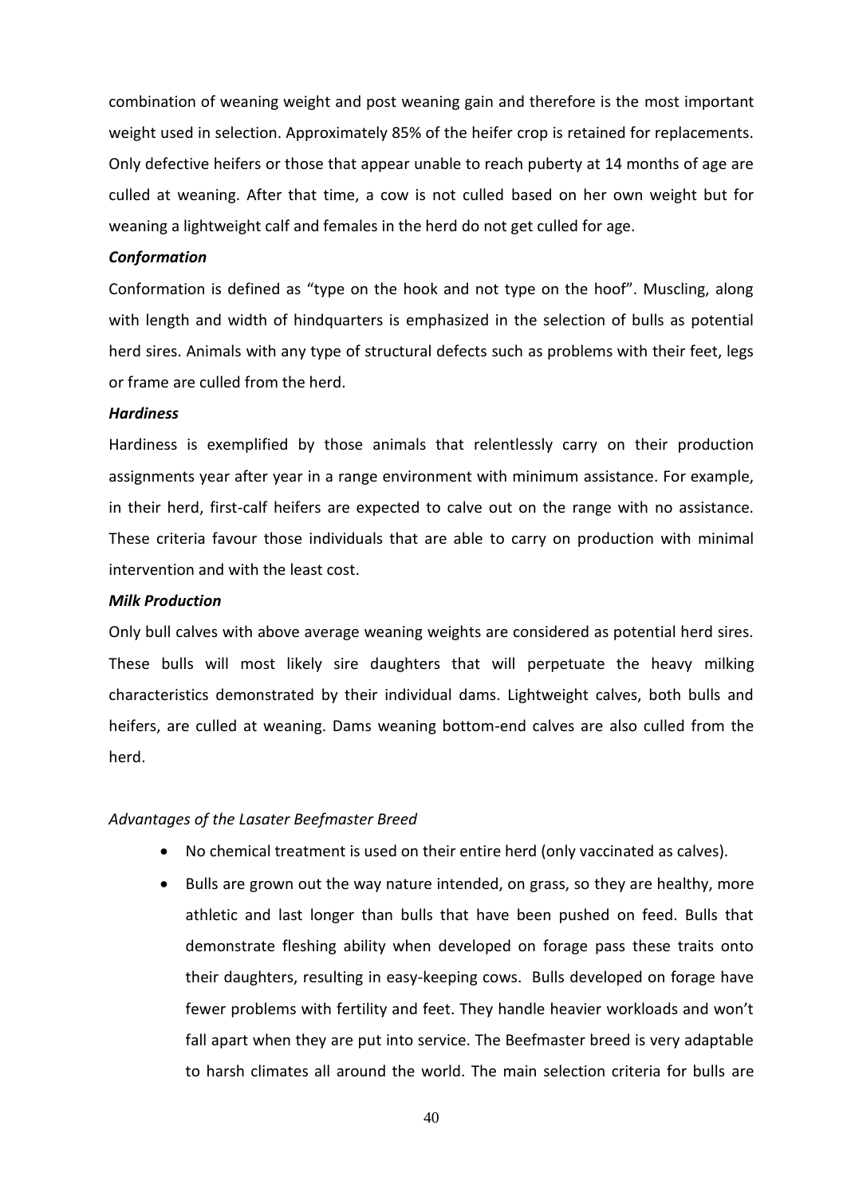combination of weaning weight and post weaning gain and therefore is the most important weight used in selection. Approximately 85% of the heifer crop is retained for replacements. Only defective heifers or those that appear unable to reach puberty at 14 months of age are culled at weaning. After that time, a cow is not culled based on her own weight but for weaning a lightweight calf and females in the herd do not get culled for age.

***Conformation***

Conformation is defined as "type on the hook and not type on the hoof". Muscling, along with length and width of hindquarters is emphasized in the selection of bulls as potential herd sires. Animals with any type of structural defects such as problems with their feet, legs or frame are culled from the herd.

***Hardiness***

Hardiness is exemplified by those animals that relentlessly carry on their production assignments year after year in a range environment with minimum assistance. For example, in their herd, first-calf heifers are expected to calve out on the range with no assistance. These criteria favour those individuals that are able to carry on production with minimal intervention and with the least cost.

***Milk Production***

Only bull calves with above average weaning weights are considered as potential herd sires. These bulls will most likely sire daughters that will perpetuate the heavy milking characteristics demonstrated by their individual dams. Lightweight calves, both bulls and heifers, are culled at weaning. Dams weaning bottom-end calves are also culled from the herd.

*Advantages of the Lasater Beefmaster Breed*

- No chemical treatment is used on their entire herd (only vaccinated as calves).
- Bulls are grown out the way nature intended, on grass, so they are healthy, more athletic and last longer than bulls that have been pushed on feed. Bulls that demonstrate fleshing ability when developed on forage pass these traits onto their daughters, resulting in easy-keeping cows. Bulls developed on forage have fewer problems with fertility and feet. They handle heavier workloads and won't fall apart when they are put into service. The Beefmaster breed is very adaptable to harsh climates all around the world. The main selection criteria for bulls are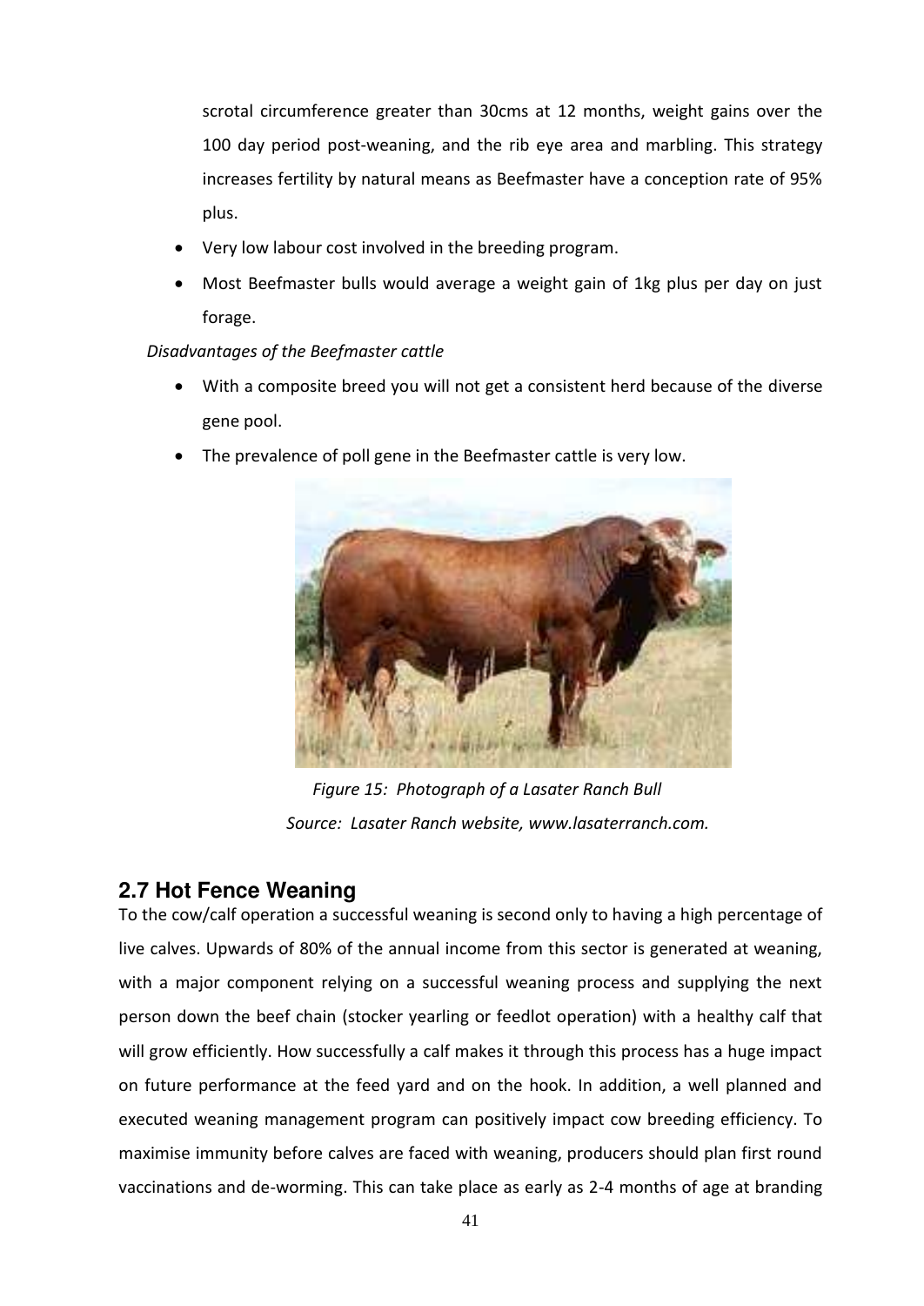scrotal circumference greater than 30cms at 12 months, weight gains over the 100 day period post-weaning, and the rib eye area and marbling. This strategy increases fertility by natural means as Beefmaster have a conception rate of 95% plus.

- Very low labour cost involved in the breeding program.
- Most Beefmaster bulls would average a weight gain of 1kg plus per day on just forage.

*Disadvantages of the Beefmaster cattle*

- With a composite breed you will not get a consistent herd because of the diverse gene pool.
- The prevalence of poll gene in the Beefmaster cattle is very low.

*Figure 15: Photograph of a Lasater Ranch Bull*

*Source: Lasater Ranch website, www.lasaterranch.com.*

## 2.7 Hot Fence Weaning

To the cow/calf operation a successful weaning is second only to having a high percentage of live calves. Upwards of 80% of the annual income from this sector is generated at weaning, with a major component relying on a successful weaning process and supplying the next person down the beef chain (stocker yearling or feedlot operation) with a healthy calf that will grow efficiently. How successfully a calf makes it through this process has a huge impact on future performance at the feed yard and on the hook. In addition, a well planned and executed weaning management program can positively impact cow breeding efficiency. To maximise immunity before calves are faced with weaning, producers should plan first round vaccinations and de-worming. This can take place as early as 2-4 months of age at branding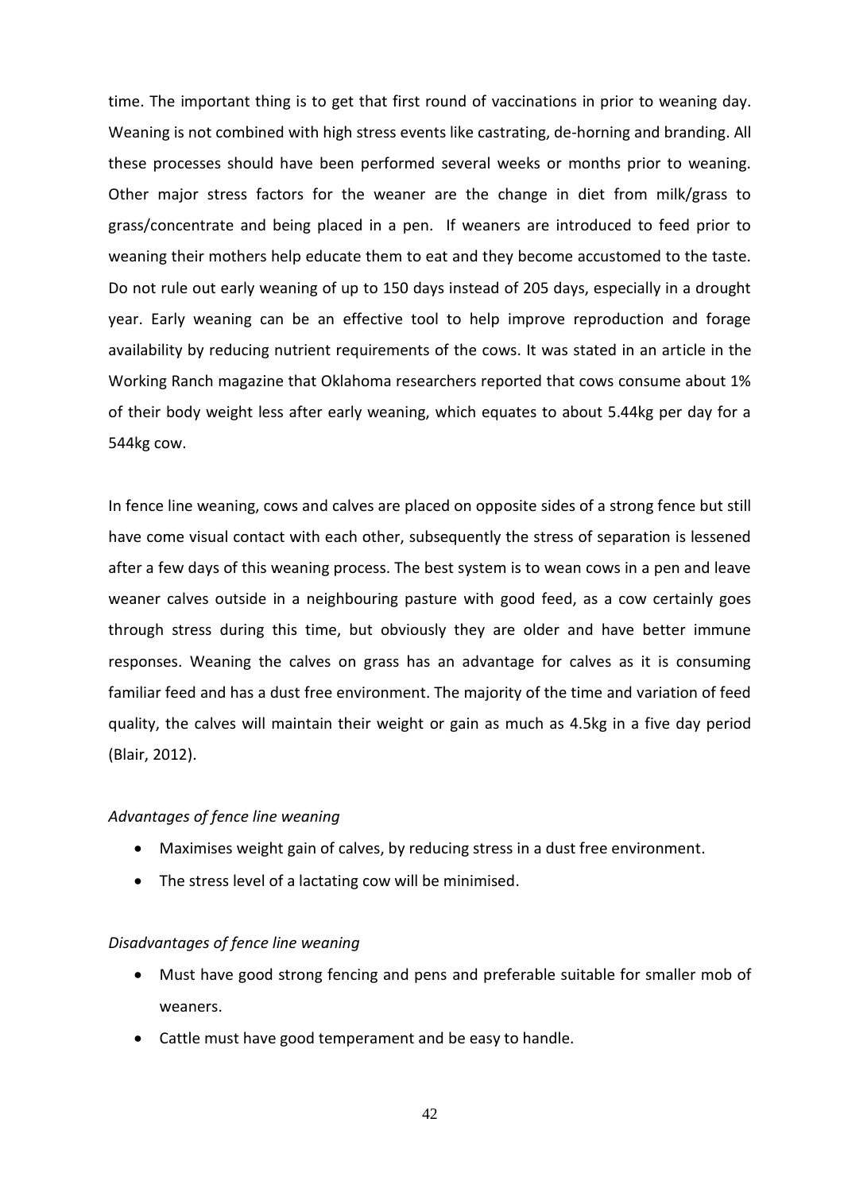time. The important thing is to get that first round of vaccinations in prior to weaning day. Weaning is not combined with high stress events like castrating, de-horning and branding. All these processes should have been performed several weeks or months prior to weaning. Other major stress factors for the weaner are the change in diet from milk/grass to grass/concentrate and being placed in a pen. If weaners are introduced to feed prior to weaning their mothers help educate them to eat and they become accustomed to the taste. Do not rule out early weaning of up to 150 days instead of 205 days, especially in a drought year. Early weaning can be an effective tool to help improve reproduction and forage availability by reducing nutrient requirements of the cows. It was stated in an article in the Working Ranch magazine that Oklahoma researchers reported that cows consume about 1% of their body weight less after early weaning, which equates to about 5.44kg per day for a 544kg cow.

In fence line weaning, cows and calves are placed on opposite sides of a strong fence but still have come visual contact with each other, subsequently the stress of separation is lessened after a few days of this weaning process. The best system is to wean cows in a pen and leave weaner calves outside in a neighbouring pasture with good feed, as a cow certainly goes through stress during this time, but obviously they are older and have better immune responses. Weaning the calves on grass has an advantage for calves as it is consuming familiar feed and has a dust free environment. The majority of the time and variation of feed quality, the calves will maintain their weight or gain as much as 4.5kg in a five day period (Blair, 2012).

*Advantages of fence line weaning*

- Maximises weight gain of calves, by reducing stress in a dust free environment.
- The stress level of a lactating cow will be minimised.

*Disadvantages of fence line weaning*

- Must have good strong fencing and pens and preferable suitable for smaller mob of weaners.
- Cattle must have good temperament and be easy to handle.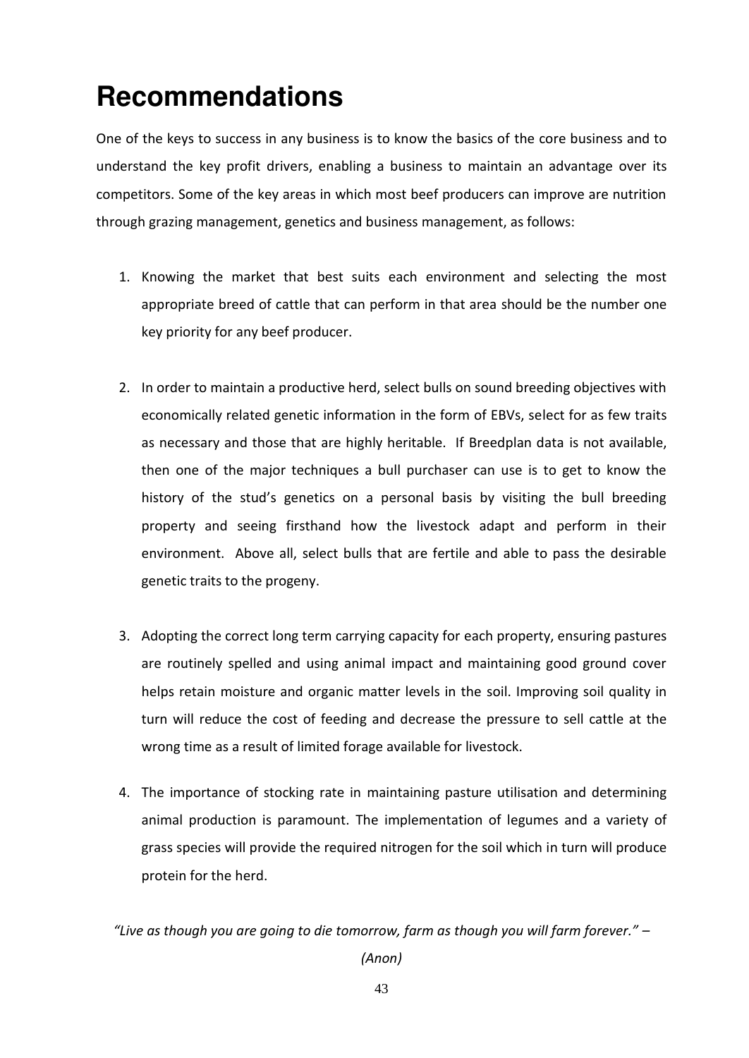# Recommendations

One of the keys to success in any business is to know the basics of the core business and to understand the key profit drivers, enabling a business to maintain an advantage over its competitors. Some of the key areas in which most beef producers can improve are nutrition through grazing management, genetics and business management, as follows:

1. Knowing the market that best suits each environment and selecting the most appropriate breed of cattle that can perform in that area should be the number one key priority for any beef producer.

2. In order to maintain a productive herd, select bulls on sound breeding objectives with economically related genetic information in the form of EBVs, select for as few traits as necessary and those that are highly heritable. If Breedplan data is not available, then one of the major techniques a bull purchaser can use is to get to know the history of the stud's genetics on a personal basis by visiting the bull breeding property and seeing firsthand how the livestock adapt and perform in their environment. Above all, select bulls that are fertile and able to pass the desirable genetic traits to the progeny.

3. Adopting the correct long term carrying capacity for each property, ensuring pastures are routinely spelled and using animal impact and maintaining good ground cover helps retain moisture and organic matter levels in the soil. Improving soil quality in turn will reduce the cost of feeding and decrease the pressure to sell cattle at the wrong time as a result of limited forage available for livestock.

4. The importance of stocking rate in maintaining pasture utilisation and determining animal production is paramount. The implementation of legumes and a variety of grass species will provide the required nitrogen for the soil which in turn will produce protein for the herd.

*"Live as though you are going to die tomorrow, farm as though you will farm forever." – (Anon)*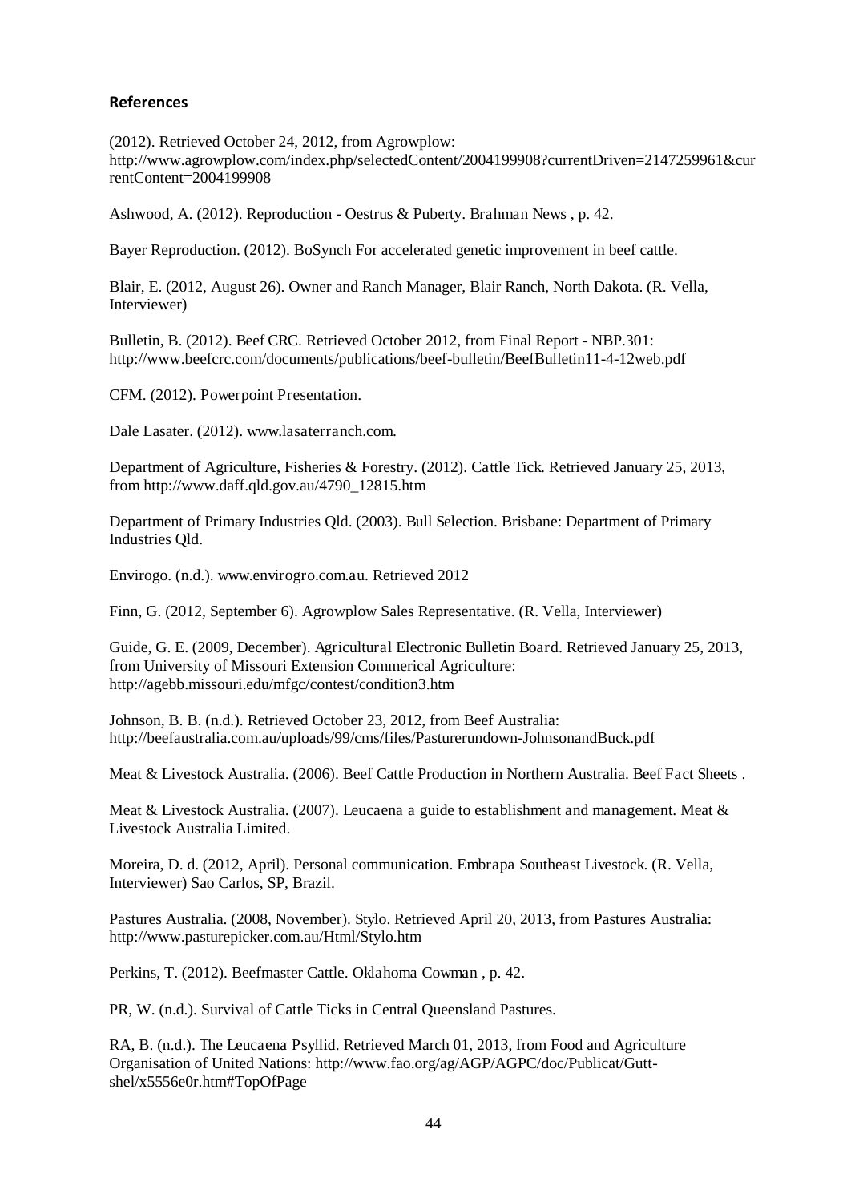## References

(2012). Retrieved October 24, 2012, from Agrowplow: http://www.agrowplow.com/index.php/selectedContent/2004199908?currentDriven=2147259961&currentContent=2004199908

Ashwood, A. (2012). Reproduction - Oestrus & Puberty. Brahman News , p. 42.

Bayer Reproduction. (2012). BoSynch For accelerated genetic improvement in beef cattle.

Blair, E. (2012, August 26). Owner and Ranch Manager, Blair Ranch, North Dakota. (R. Vella, Interviewer)

Bulletin, B. (2012). Beef CRC. Retrieved October 2012, from Final Report - NBP.301: http://www.beefcrc.com/documents/publications/beef-bulletin/BeefBulletin11-4-12web.pdf

CFM. (2012). Powerpoint Presentation.

Dale Lasater. (2012). www.lasaterranch.com.

Department of Agriculture, Fisheries & Forestry. (2012). Cattle Tick. Retrieved January 25, 2013, from http://www.daff.qld.gov.au/4790_12815.htm

Department of Primary Industries Qld. (2003). Bull Selection. Brisbane: Department of Primary Industries Qld.

Envirogo. (n.d.). www.envirogro.com.au. Retrieved 2012

Finn, G. (2012, September 6). Agrowplow Sales Representative. (R. Vella, Interviewer)

Guide, G. E. (2009, December). Agricultural Electronic Bulletin Board. Retrieved January 25, 2013, from University of Missouri Extension Commerical Agriculture: http://agebb.missouri.edu/mfgc/contest/condition3.htm

Johnson, B. B. (n.d.). Retrieved October 23, 2012, from Beef Australia: http://beefaustralia.com.au/uploads/99/cms/files/Pasturerundown-JohnsonandBuck.pdf

Meat & Livestock Australia. (2006). Beef Cattle Production in Northern Australia. Beef Fact Sheets .

Meat & Livestock Australia. (2007). Leucaena a guide to establishment and management. Meat & Livestock Australia Limited.

Moreira, D. d. (2012, April). Personal communication. Embrapa Southeast Livestock. (R. Vella, Interviewer) Sao Carlos, SP, Brazil.

Pastures Australia. (2008, November). Stylo. Retrieved April 20, 2013, from Pastures Australia: http://www.pasturepicker.com.au/Html/Stylo.htm

Perkins, T. (2012). Beefmaster Cattle. Oklahoma Cowman , p. 42.

PR, W. (n.d.). Survival of Cattle Ticks in Central Queensland Pastures.

RA, B. (n.d.). The Leucaena Psyllid. Retrieved March 01, 2013, from Food and Agriculture Organisation of United Nations: http://www.fao.org/ag/AGP/AGPC/doc/Publicat/Gutt-shel/x5556e0r.htm#TopOfPage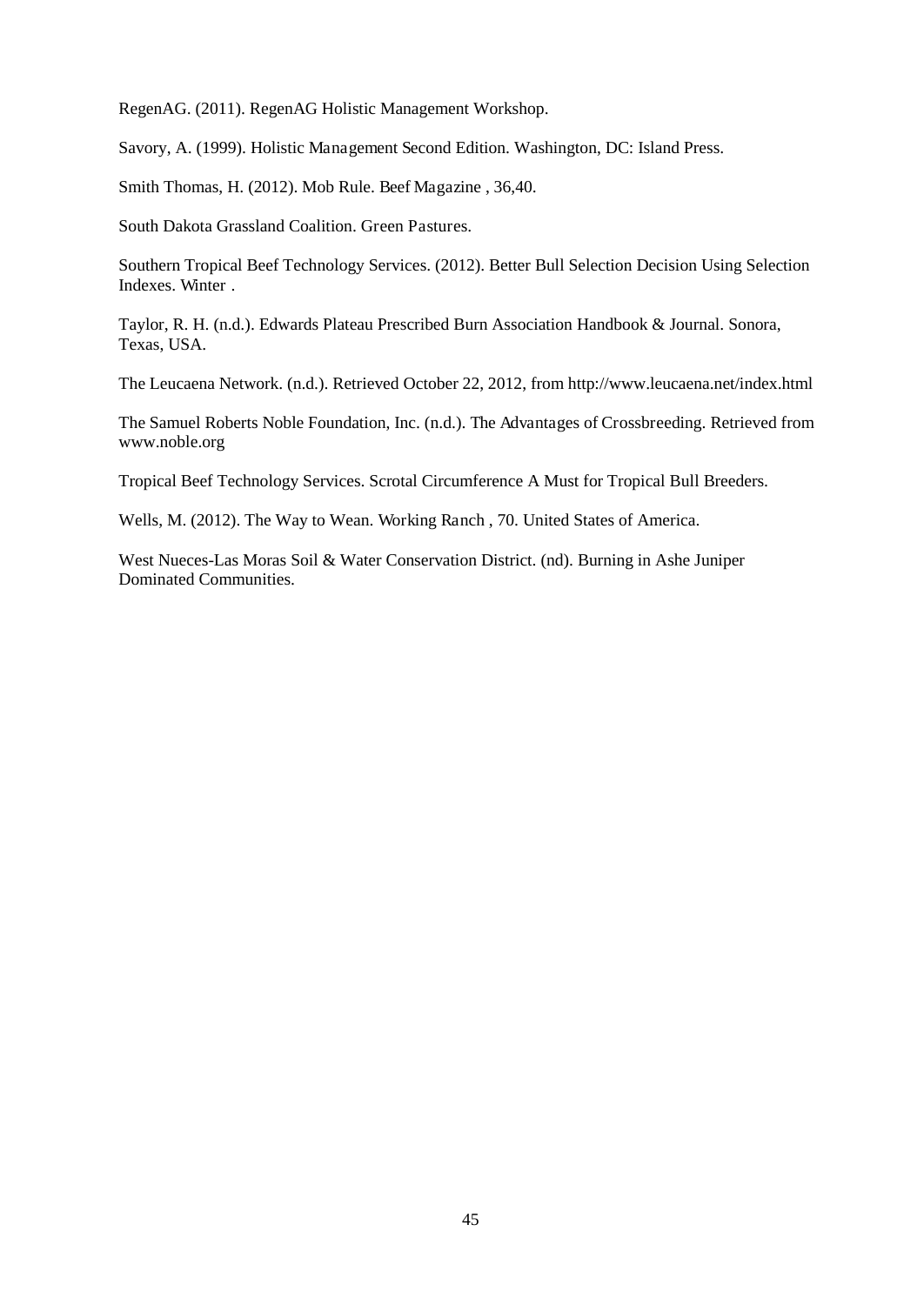RegenAG. (2011). RegenAG Holistic Management Workshop.

Savory, A. (1999). Holistic Management Second Edition. Washington, DC: Island Press.

Smith Thomas, H. (2012). Mob Rule. Beef Magazine , 36,40.

South Dakota Grassland Coalition. Green Pastures.

Southern Tropical Beef Technology Services. (2012). Better Bull Selection Decision Using Selection Indexes. Winter .

Taylor, R. H. (n.d.). Edwards Plateau Prescribed Burn Association Handbook & Journal. Sonora, Texas, USA.

The Leucaena Network. (n.d.). Retrieved October 22, 2012, from http://www.leucaena.net/index.html

The Samuel Roberts Noble Foundation, Inc. (n.d.). The Advantages of Crossbreeding. Retrieved from www.noble.org

Tropical Beef Technology Services. Scrotal Circumference A Must for Tropical Bull Breeders.

Wells, M. (2012). The Way to Wean. Working Ranch , 70. United States of America.

West Nueces-Las Moras Soil & Water Conservation District. (nd). Burning in Ashe Juniper Dominated Communities.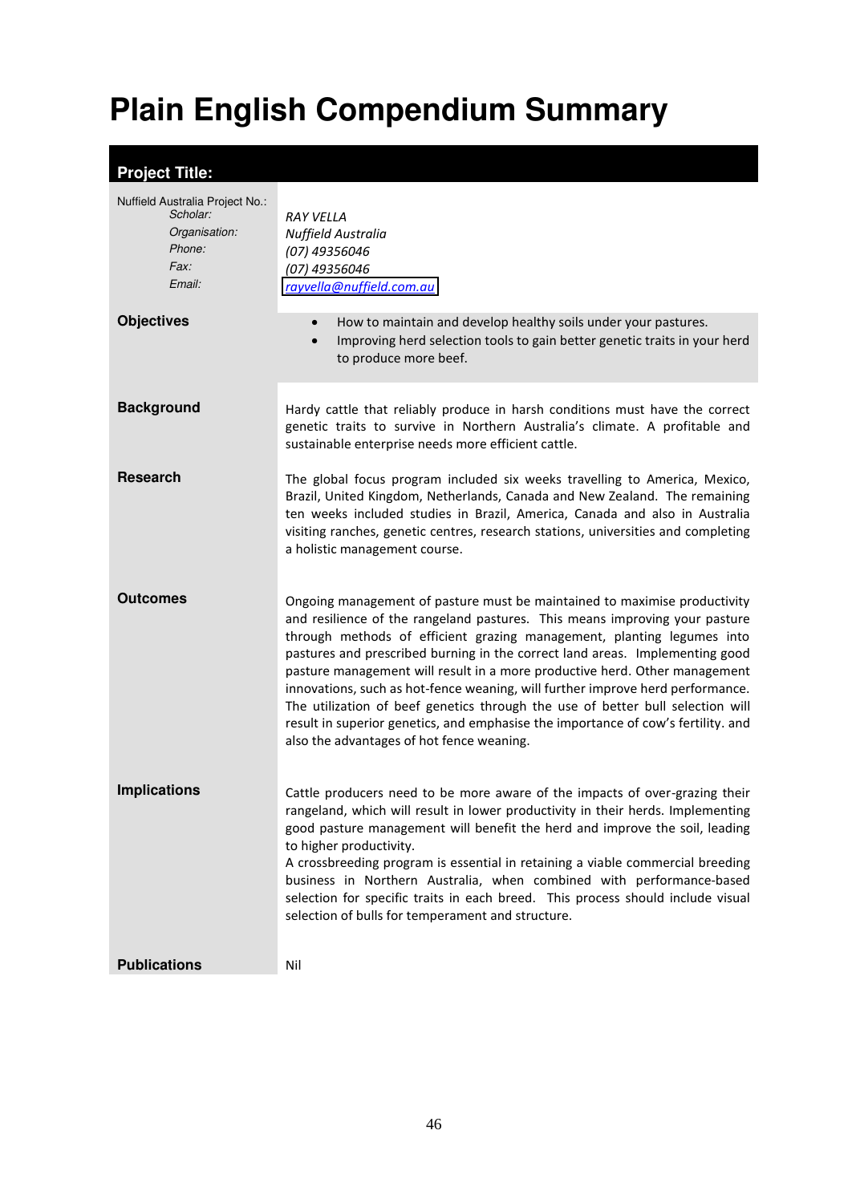# Plain English Compendium Summary

| Project Title: | |
|---|---|
| Nuffield Australia Project No.: | |
| *Scholar:* | *RAY VELLA* |
| *Organisation:* | *Nuffield Australia* |
| *Phone:* | *(07) 49356046* |
| *Fax:* | *(07) 49356046* |
| *Email:* | *rayvella@nuffield.com.au* |
| **Objectives** | • How to maintain and develop healthy soils under your pastures.<br>• Improving herd selection tools to gain better genetic traits in your herd to produce more beef. |
| **Background** | Hardy cattle that reliably produce in harsh conditions must have the correct genetic traits to survive in Northern Australia's climate. A profitable and sustainable enterprise needs more efficient cattle. |
| **Research** | The global focus program included six weeks travelling to America, Mexico, Brazil, United Kingdom, Netherlands, Canada and New Zealand. The remaining ten weeks included studies in Brazil, America, Canada and also in Australia visiting ranches, genetic centres, research stations, universities and completing a holistic management course. |
| **Outcomes** | Ongoing management of pasture must be maintained to maximise productivity and resilience of the rangeland pastures. This means improving your pasture through methods of efficient grazing management, planting legumes into pastures and prescribed burning in the correct land areas. Implementing good pasture management will result in a more productive herd. Other management innovations, such as hot-fence weaning, will further improve herd performance. The utilization of beef genetics through the use of better bull selection will result in superior genetics, and emphasise the importance of cow's fertility. and also the advantages of hot fence weaning. |
| **Implications** | Cattle producers need to be more aware of the impacts of over-grazing their rangeland, which will result in lower productivity in their herds. Implementing good pasture management will benefit the herd and improve the soil, leading to higher productivity.<br>A crossbreeding program is essential in retaining a viable commercial breeding business in Northern Australia, when combined with performance-based selection for specific traits in each breed. This process should include visual selection of bulls for temperament and structure. |
| **Publications** | Nil |